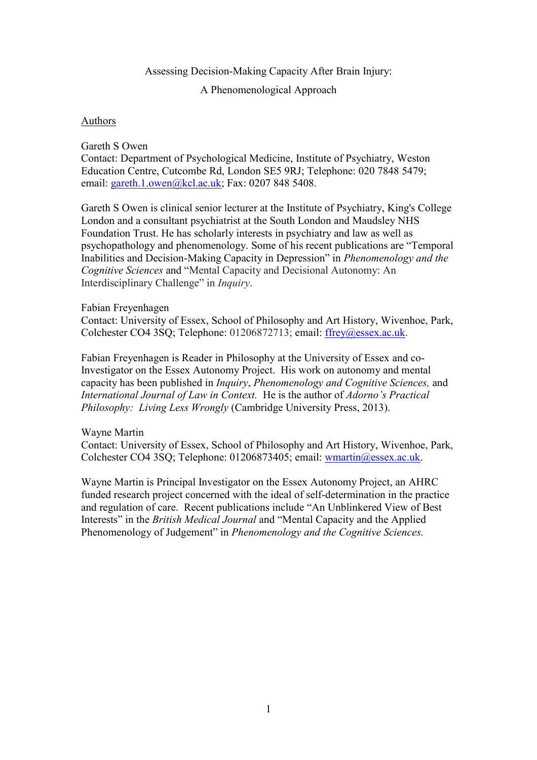# Assessing Decision-Making Capacity After Brain Injury:

## A Phenomenological Approach

Authors

Gareth S Owen

Contact: Department of Psychological Medicine, Institute of Psychiatry, Weston Education Centre, Cutcombe Rd, London SE5 9RJ; Telephone: 020 7848 5479; email: gareth.1.owen@kcl.ac.uk; Fax: 0207 848 5408.

Gareth S Owen is clinical senior lecturer at the Institute of Psychiatry, King's College London and a consultant psychiatrist at the South London and Maudsley NHS Foundation Trust. He has scholarly interests in psychiatry and law as well as psychopathology and phenomenology. Some of his recent publications are "Temporal Inabilities and Decision-Making Capacity in Depression" in *Phenomenology and the Cognitive Sciences* and "Mental Capacity and Decisional Autonomy: An Interdisciplinary Challenge" in *Inquiry*.

Fabian Freyenhagen

Contact: University of Essex, School of Philosophy and Art History, Wivenhoe, Park, Colchester CO4 3SQ; Telephone: 01206872713; email: ffrey@essex.ac.uk.

Fabian Freyenhagen is Reader in Philosophy at the University of Essex and co-Investigator on the Essex Autonomy Project. His work on autonomy and mental capacity has been published in *Inquiry*, *Phenomenology and Cognitive Sciences,* and *International Journal of Law in Context.* He is the author of *Adorno's Practical Philosophy: Living Less Wrongly* (Cambridge University Press, 2013).

Wayne Martin

Contact: University of Essex, School of Philosophy and Art History, Wivenhoe, Park, Colchester CO4 3SQ; Telephone: 01206873405; email: wmartin@essex.ac.uk.

Wayne Martin is Principal Investigator on the Essex Autonomy Project, an AHRC funded research project concerned with the ideal of self-determination in the practice and regulation of care. Recent publications include "An Unblinkered View of Best Interests" in the *British Medical Journal* and "Mental Capacity and the Applied Phenomenology of Judgement" in *Phenomenology and the Cognitive Sciences.*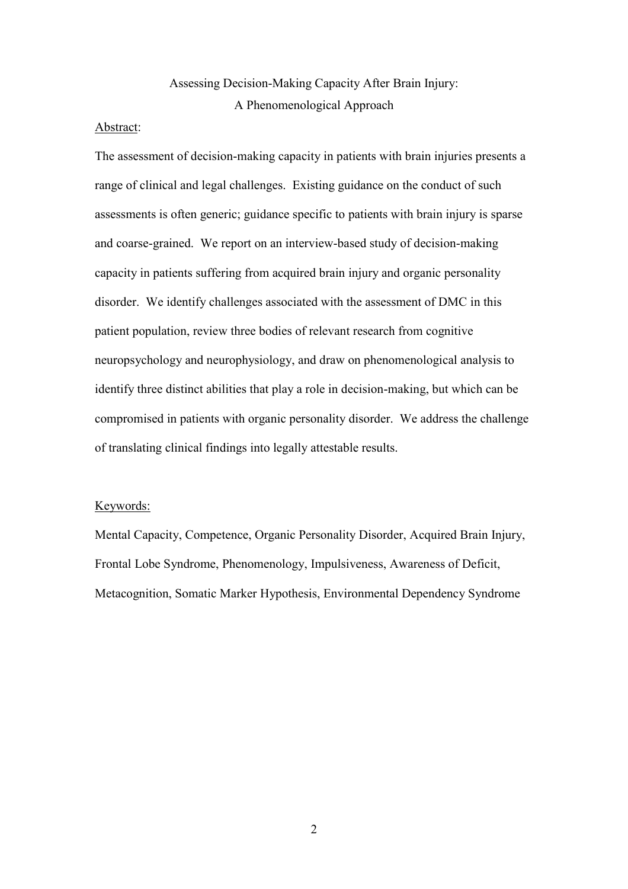# Assessing Decision-Making Capacity After Brain Injury: A Phenomenological Approach

Abstract:

The assessment of decision-making capacity in patients with brain injuries presents a range of clinical and legal challenges. Existing guidance on the conduct of such assessments is often generic; guidance specific to patients with brain injury is sparse and coarse-grained. We report on an interview-based study of decision-making capacity in patients suffering from acquired brain injury and organic personality disorder. We identify challenges associated with the assessment of DMC in this patient population, review three bodies of relevant research from cognitive neuropsychology and neurophysiology, and draw on phenomenological analysis to identify three distinct abilities that play a role in decision-making, but which can be compromised in patients with organic personality disorder. We address the challenge of translating clinical findings into legally attestable results.

Keywords:

Mental Capacity, Competence, Organic Personality Disorder, Acquired Brain Injury, Frontal Lobe Syndrome, Phenomenology, Impulsiveness, Awareness of Deficit, Metacognition, Somatic Marker Hypothesis, Environmental Dependency Syndrome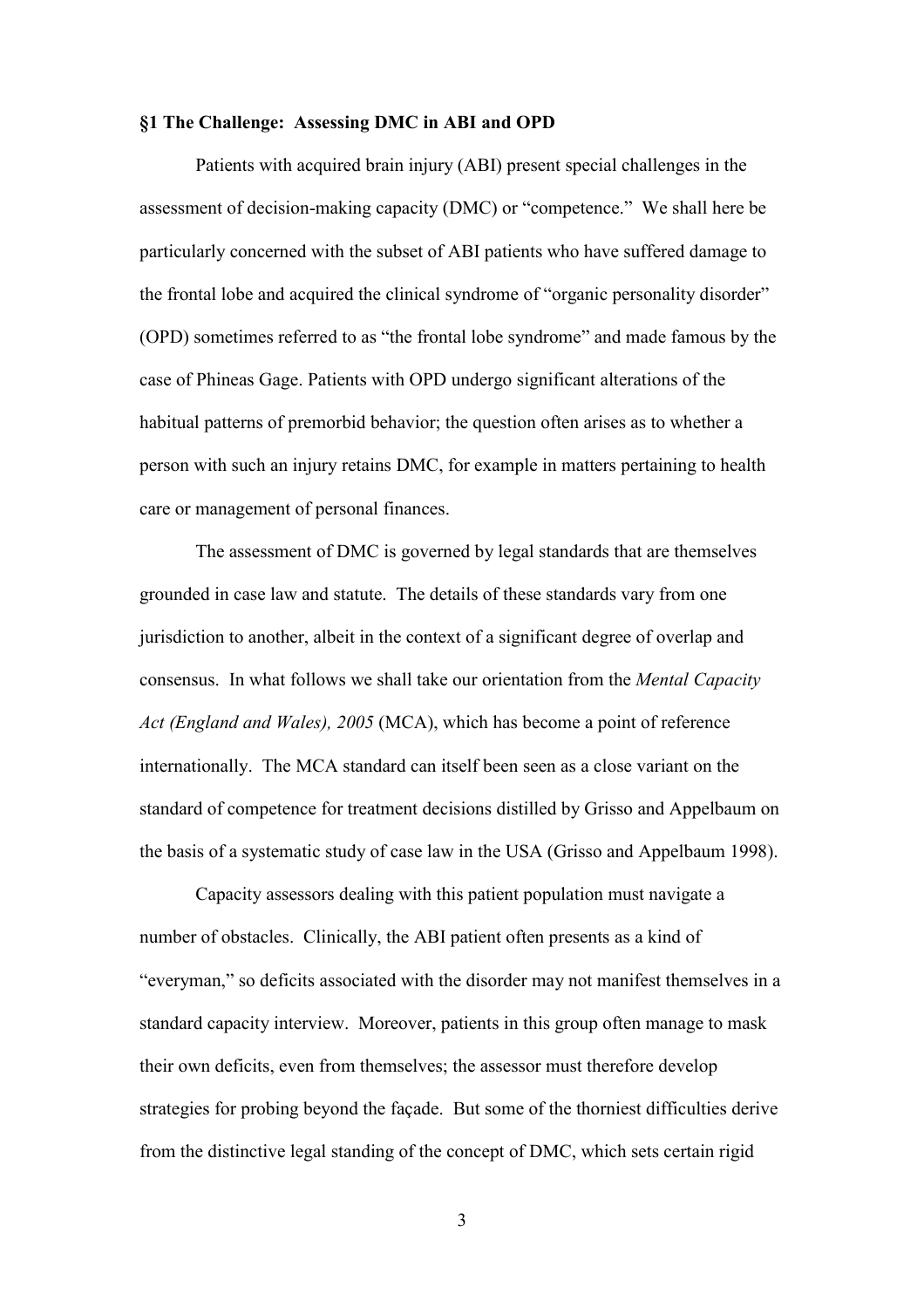## §1 The Challenge: Assessing DMC in ABI and OPD

Patients with acquired brain injury (ABI) present special challenges in the assessment of decision-making capacity (DMC) or "competence." We shall here be particularly concerned with the subset of ABI patients who have suffered damage to the frontal lobe and acquired the clinical syndrome of "organic personality disorder" (OPD) sometimes referred to as "the frontal lobe syndrome" and made famous by the case of Phineas Gage. Patients with OPD undergo significant alterations of the habitual patterns of premorbid behavior; the question often arises as to whether a person with such an injury retains DMC, for example in matters pertaining to health care or management of personal finances.

The assessment of DMC is governed by legal standards that are themselves grounded in case law and statute. The details of these standards vary from one jurisdiction to another, albeit in the context of a significant degree of overlap and consensus. In what follows we shall take our orientation from the *Mental Capacity Act (England and Wales), 2005* (MCA), which has become a point of reference internationally. The MCA standard can itself been seen as a close variant on the standard of competence for treatment decisions distilled by Grisso and Appelbaum on the basis of a systematic study of case law in the USA (Grisso and Appelbaum 1998).

Capacity assessors dealing with this patient population must navigate a number of obstacles. Clinically, the ABI patient often presents as a kind of "everyman," so deficits associated with the disorder may not manifest themselves in a standard capacity interview. Moreover, patients in this group often manage to mask their own deficits, even from themselves; the assessor must therefore develop strategies for probing beyond the façade. But some of the thorniest difficulties derive from the distinctive legal standing of the concept of DMC, which sets certain rigid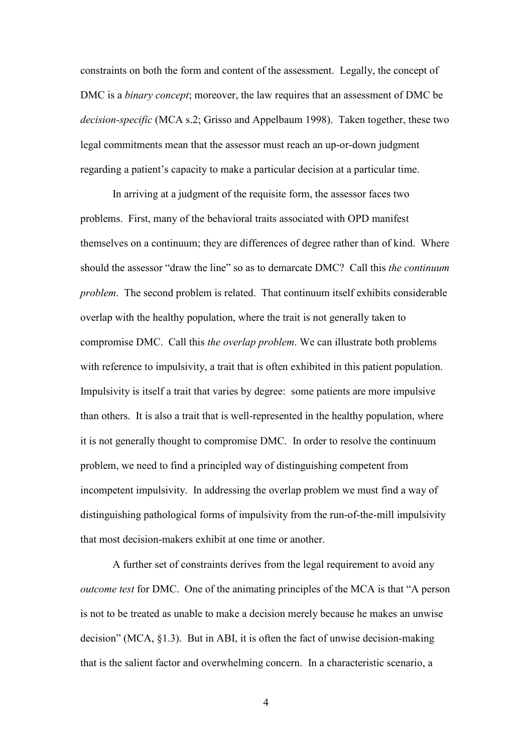constraints on both the form and content of the assessment. Legally, the concept of DMC is a *binary concept*; moreover, the law requires that an assessment of DMC be *decision-specific* (MCA s.2; Grisso and Appelbaum 1998). Taken together, these two legal commitments mean that the assessor must reach an up-or-down judgment regarding a patient's capacity to make a particular decision at a particular time.

In arriving at a judgment of the requisite form, the assessor faces two problems. First, many of the behavioral traits associated with OPD manifest themselves on a continuum; they are differences of degree rather than of kind. Where should the assessor "draw the line" so as to demarcate DMC? Call this *the continuum problem*. The second problem is related. That continuum itself exhibits considerable overlap with the healthy population, where the trait is not generally taken to compromise DMC. Call this *the overlap problem*. We can illustrate both problems with reference to impulsivity, a trait that is often exhibited in this patient population. Impulsivity is itself a trait that varies by degree: some patients are more impulsive than others. It is also a trait that is well-represented in the healthy population, where it is not generally thought to compromise DMC. In order to resolve the continuum problem, we need to find a principled way of distinguishing competent from incompetent impulsivity. In addressing the overlap problem we must find a way of distinguishing pathological forms of impulsivity from the run-of-the-mill impulsivity that most decision-makers exhibit at one time or another.

A further set of constraints derives from the legal requirement to avoid any *outcome test* for DMC. One of the animating principles of the MCA is that "A person is not to be treated as unable to make a decision merely because he makes an unwise decision" (MCA, §1.3). But in ABI, it is often the fact of unwise decision-making that is the salient factor and overwhelming concern. In a characteristic scenario, a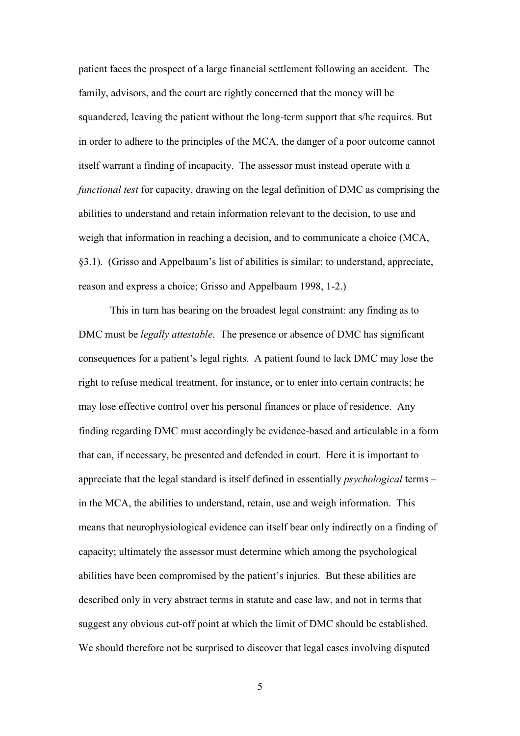patient faces the prospect of a large financial settlement following an accident. The family, advisors, and the court are rightly concerned that the money will be squandered, leaving the patient without the long-term support that s/he requires. But in order to adhere to the principles of the MCA, the danger of a poor outcome cannot itself warrant a finding of incapacity. The assessor must instead operate with a *functional test* for capacity, drawing on the legal definition of DMC as comprising the abilities to understand and retain information relevant to the decision, to use and weigh that information in reaching a decision, and to communicate a choice (MCA, §3.1). (Grisso and Appelbaum's list of abilities is similar: to understand, appreciate, reason and express a choice; Grisso and Appelbaum 1998, 1-2.)

This in turn has bearing on the broadest legal constraint: any finding as to DMC must be *legally attestable*. The presence or absence of DMC has significant consequences for a patient's legal rights. A patient found to lack DMC may lose the right to refuse medical treatment, for instance, or to enter into certain contracts; he may lose effective control over his personal finances or place of residence. Any finding regarding DMC must accordingly be evidence-based and articulable in a form that can, if necessary, be presented and defended in court. Here it is important to appreciate that the legal standard is itself defined in essentially *psychological* terms – in the MCA, the abilities to understand, retain, use and weigh information. This means that neurophysiological evidence can itself bear only indirectly on a finding of capacity; ultimately the assessor must determine which among the psychological abilities have been compromised by the patient's injuries. But these abilities are described only in very abstract terms in statute and case law, and not in terms that suggest any obvious cut-off point at which the limit of DMC should be established. We should therefore not be surprised to discover that legal cases involving disputed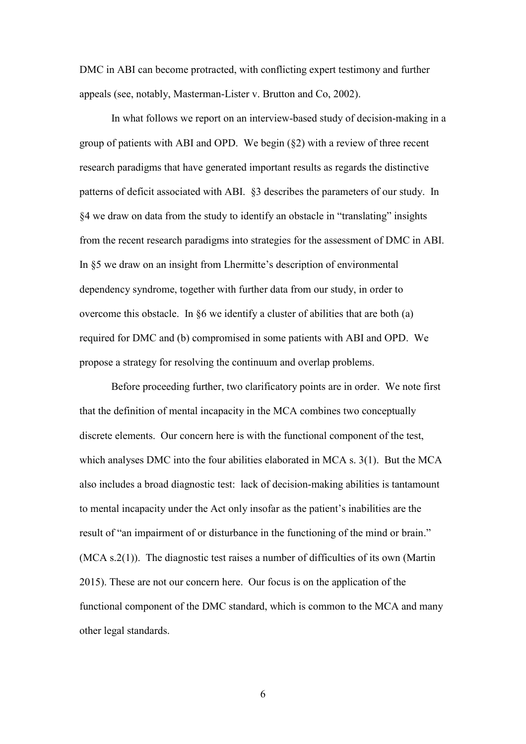DMC in ABI can become protracted, with conflicting expert testimony and further appeals (see, notably, Masterman-Lister v. Brutton and Co, 2002).

In what follows we report on an interview-based study of decision-making in a group of patients with ABI and OPD. We begin (§2) with a review of three recent research paradigms that have generated important results as regards the distinctive patterns of deficit associated with ABI. §3 describes the parameters of our study. In §4 we draw on data from the study to identify an obstacle in "translating" insights from the recent research paradigms into strategies for the assessment of DMC in ABI. In §5 we draw on an insight from Lhermitte's description of environmental dependency syndrome, together with further data from our study, in order to overcome this obstacle. In §6 we identify a cluster of abilities that are both (a) required for DMC and (b) compromised in some patients with ABI and OPD. We propose a strategy for resolving the continuum and overlap problems.

Before proceeding further, two clarificatory points are in order. We note first that the definition of mental incapacity in the MCA combines two conceptually discrete elements. Our concern here is with the functional component of the test, which analyses DMC into the four abilities elaborated in MCA s. 3(1). But the MCA also includes a broad diagnostic test: lack of decision-making abilities is tantamount to mental incapacity under the Act only insofar as the patient's inabilities are the result of "an impairment of or disturbance in the functioning of the mind or brain." (MCA s.2(1)). The diagnostic test raises a number of difficulties of its own (Martin 2015). These are not our concern here. Our focus is on the application of the functional component of the DMC standard, which is common to the MCA and many other legal standards.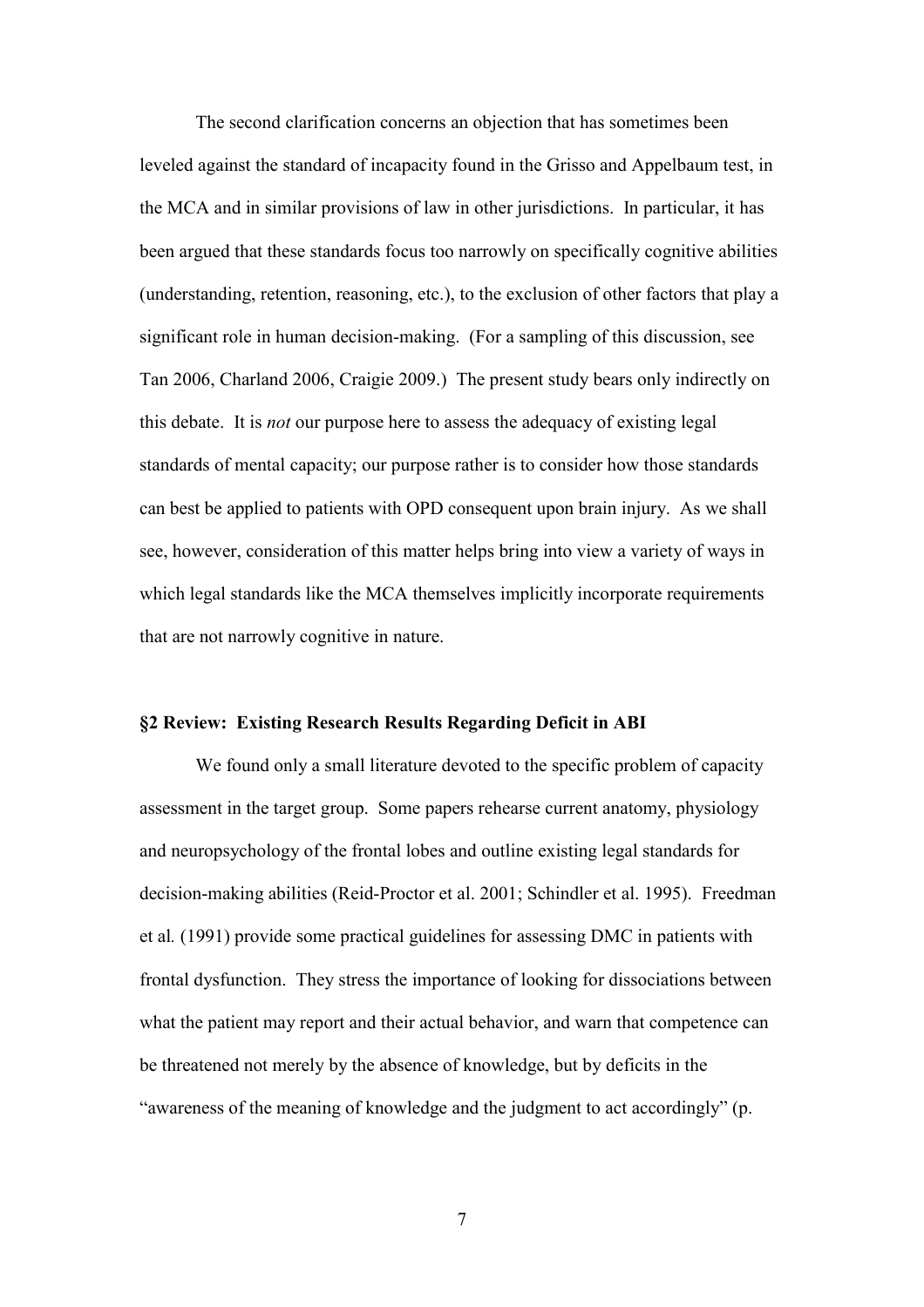The second clarification concerns an objection that has sometimes been leveled against the standard of incapacity found in the Grisso and Appelbaum test, in the MCA and in similar provisions of law in other jurisdictions. In particular, it has been argued that these standards focus too narrowly on specifically cognitive abilities (understanding, retention, reasoning, etc.), to the exclusion of other factors that play a significant role in human decision-making. (For a sampling of this discussion, see Tan 2006, Charland 2006, Craigie 2009.) The present study bears only indirectly on this debate. It is *not* our purpose here to assess the adequacy of existing legal standards of mental capacity; our purpose rather is to consider how those standards can best be applied to patients with OPD consequent upon brain injury. As we shall see, however, consideration of this matter helps bring into view a variety of ways in which legal standards like the MCA themselves implicitly incorporate requirements that are not narrowly cognitive in nature.

## §2 Review: Existing Research Results Regarding Deficit in ABI

We found only a small literature devoted to the specific problem of capacity assessment in the target group. Some papers rehearse current anatomy, physiology and neuropsychology of the frontal lobes and outline existing legal standards for decision-making abilities (Reid-Proctor et al. 2001; Schindler et al. 1995). Freedman et al*.* (1991) provide some practical guidelines for assessing DMC in patients with frontal dysfunction. They stress the importance of looking for dissociations between what the patient may report and their actual behavior, and warn that competence can be threatened not merely by the absence of knowledge, but by deficits in the "awareness of the meaning of knowledge and the judgment to act accordingly" (p.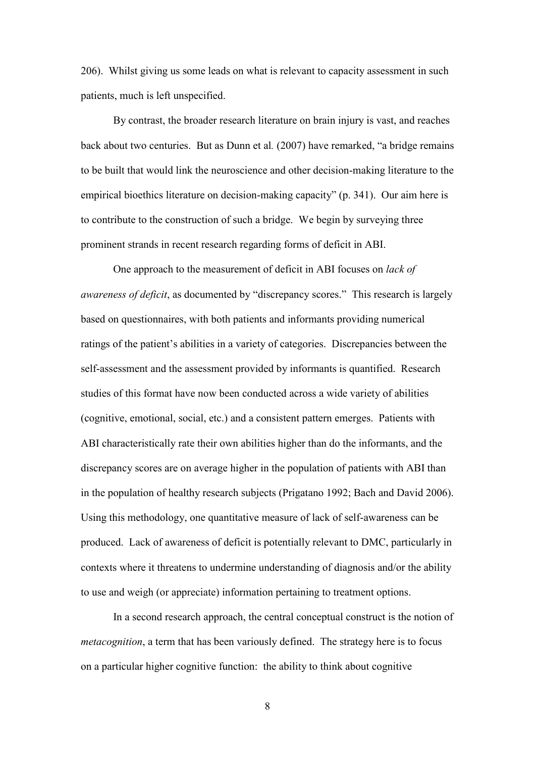206). Whilst giving us some leads on what is relevant to capacity assessment in such patients, much is left unspecified.

By contrast, the broader research literature on brain injury is vast, and reaches back about two centuries. But as Dunn et al*.* (2007) have remarked, "a bridge remains to be built that would link the neuroscience and other decision-making literature to the empirical bioethics literature on decision-making capacity" (p. 341). Our aim here is to contribute to the construction of such a bridge. We begin by surveying three prominent strands in recent research regarding forms of deficit in ABI.

One approach to the measurement of deficit in ABI focuses on *lack of awareness of deficit*, as documented by "discrepancy scores." This research is largely based on questionnaires, with both patients and informants providing numerical ratings of the patient's abilities in a variety of categories. Discrepancies between the self-assessment and the assessment provided by informants is quantified. Research studies of this format have now been conducted across a wide variety of abilities (cognitive, emotional, social, etc.) and a consistent pattern emerges. Patients with ABI characteristically rate their own abilities higher than do the informants, and the discrepancy scores are on average higher in the population of patients with ABI than in the population of healthy research subjects (Prigatano 1992; Bach and David 2006). Using this methodology, one quantitative measure of lack of self-awareness can be produced. Lack of awareness of deficit is potentially relevant to DMC, particularly in contexts where it threatens to undermine understanding of diagnosis and/or the ability to use and weigh (or appreciate) information pertaining to treatment options.

In a second research approach, the central conceptual construct is the notion of *metacognition*, a term that has been variously defined. The strategy here is to focus on a particular higher cognitive function: the ability to think about cognitive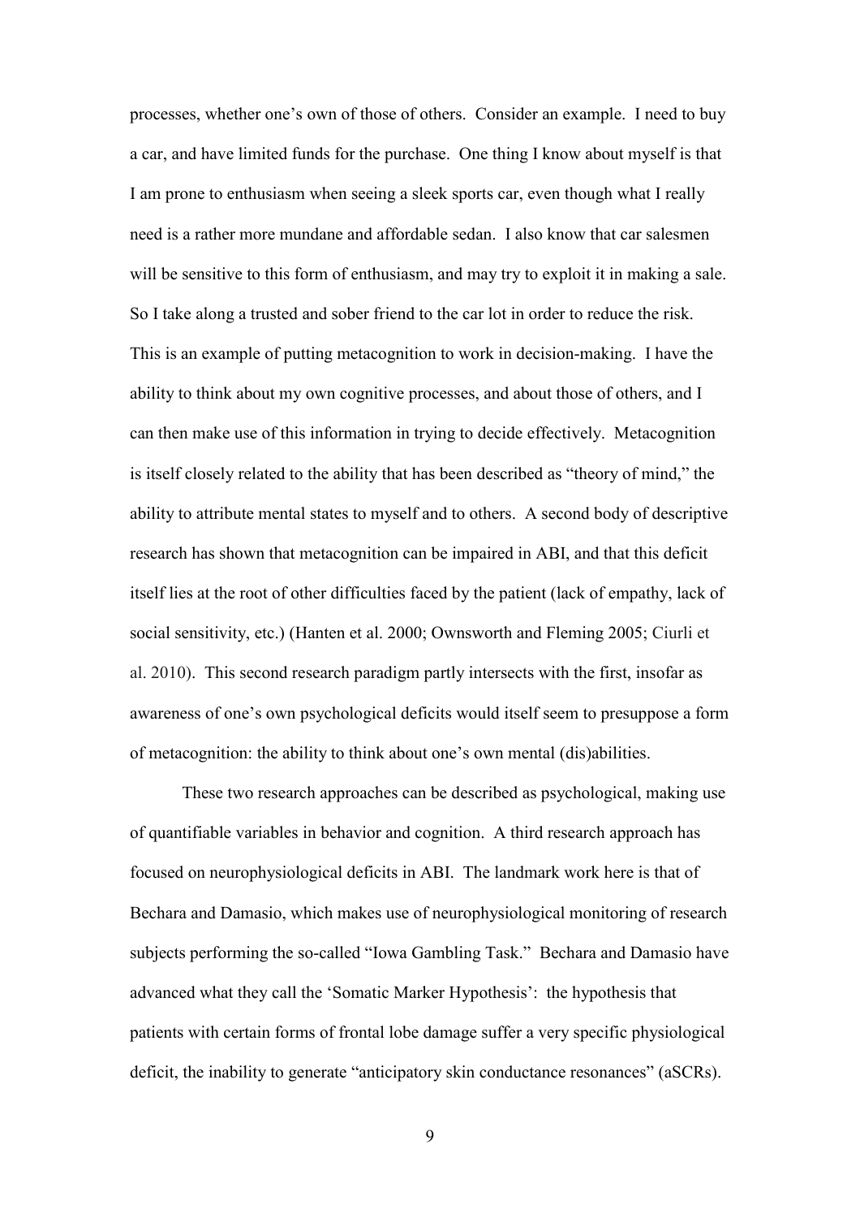processes, whether one's own of those of others. Consider an example. I need to buy a car, and have limited funds for the purchase. One thing I know about myself is that I am prone to enthusiasm when seeing a sleek sports car, even though what I really need is a rather more mundane and affordable sedan. I also know that car salesmen will be sensitive to this form of enthusiasm, and may try to exploit it in making a sale. So I take along a trusted and sober friend to the car lot in order to reduce the risk. This is an example of putting metacognition to work in decision-making. I have the ability to think about my own cognitive processes, and about those of others, and I can then make use of this information in trying to decide effectively. Metacognition is itself closely related to the ability that has been described as "theory of mind," the ability to attribute mental states to myself and to others. A second body of descriptive research has shown that metacognition can be impaired in ABI, and that this deficit itself lies at the root of other difficulties faced by the patient (lack of empathy, lack of social sensitivity, etc.) (Hanten et al. 2000; Ownsworth and Fleming 2005; Ciurli et al. 2010). This second research paradigm partly intersects with the first, insofar as awareness of one's own psychological deficits would itself seem to presuppose a form of metacognition: the ability to think about one's own mental (dis)abilities.

These two research approaches can be described as psychological, making use of quantifiable variables in behavior and cognition. A third research approach has focused on neurophysiological deficits in ABI. The landmark work here is that of Bechara and Damasio, which makes use of neurophysiological monitoring of research subjects performing the so-called "Iowa Gambling Task." Bechara and Damasio have advanced what they call the 'Somatic Marker Hypothesis': the hypothesis that patients with certain forms of frontal lobe damage suffer a very specific physiological deficit, the inability to generate "anticipatory skin conductance resonances" (aSCRs).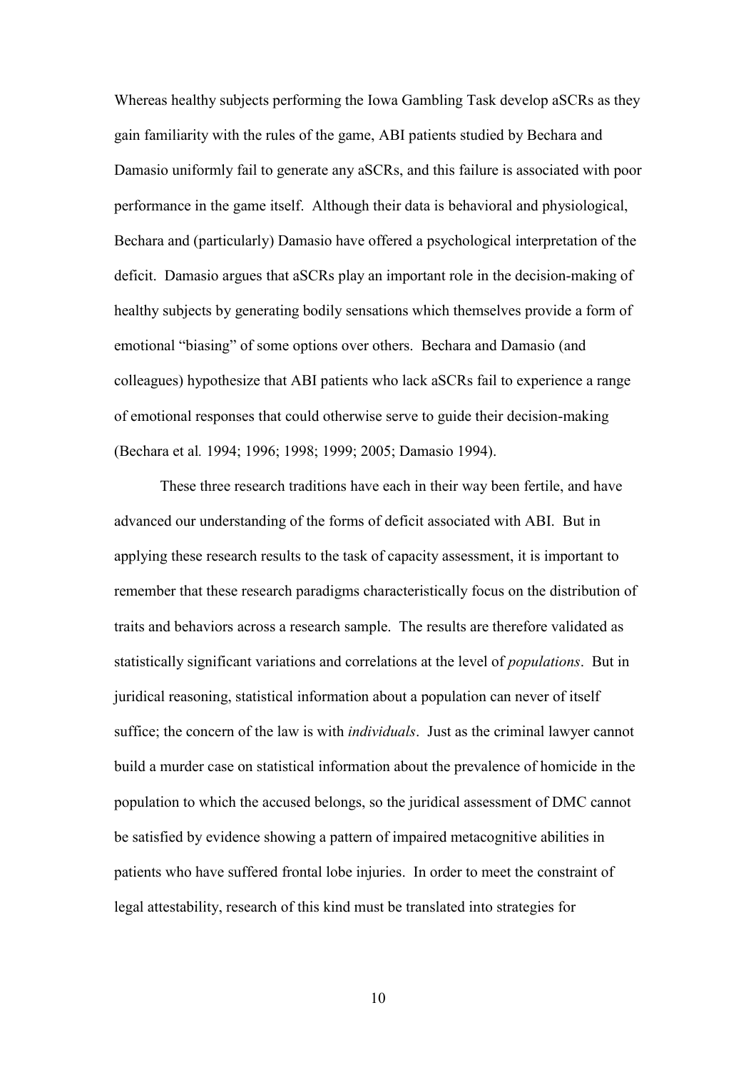Whereas healthy subjects performing the Iowa Gambling Task develop aSCRs as they gain familiarity with the rules of the game, ABI patients studied by Bechara and Damasio uniformly fail to generate any aSCRs, and this failure is associated with poor performance in the game itself. Although their data is behavioral and physiological, Bechara and (particularly) Damasio have offered a psychological interpretation of the deficit. Damasio argues that aSCRs play an important role in the decision-making of healthy subjects by generating bodily sensations which themselves provide a form of emotional "biasing" of some options over others. Bechara and Damasio (and colleagues) hypothesize that ABI patients who lack aSCRs fail to experience a range of emotional responses that could otherwise serve to guide their decision-making (Bechara et al*.* 1994; 1996; 1998; 1999; 2005; Damasio 1994).

These three research traditions have each in their way been fertile, and have advanced our understanding of the forms of deficit associated with ABI. But in applying these research results to the task of capacity assessment, it is important to remember that these research paradigms characteristically focus on the distribution of traits and behaviors across a research sample. The results are therefore validated as statistically significant variations and correlations at the level of *populations*. But in juridical reasoning, statistical information about a population can never of itself suffice; the concern of the law is with *individuals*. Just as the criminal lawyer cannot build a murder case on statistical information about the prevalence of homicide in the population to which the accused belongs, so the juridical assessment of DMC cannot be satisfied by evidence showing a pattern of impaired metacognitive abilities in patients who have suffered frontal lobe injuries. In order to meet the constraint of legal attestability, research of this kind must be translated into strategies for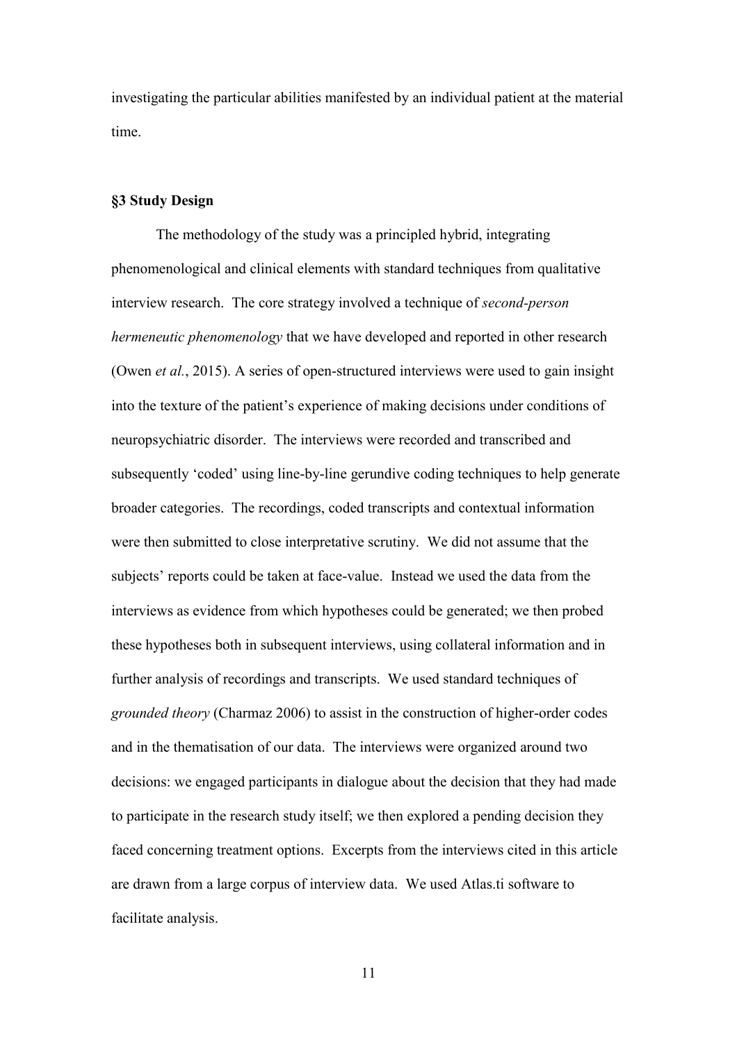investigating the particular abilities manifested by an individual patient at the material time.

**§3 Study Design**

The methodology of the study was a principled hybrid, integrating phenomenological and clinical elements with standard techniques from qualitative interview research. The core strategy involved a technique of *second-person hermeneutic phenomenology* that we have developed and reported in other research (Owen *et al.*, 2015). A series of open-structured interviews were used to gain insight into the texture of the patient's experience of making decisions under conditions of neuropsychiatric disorder. The interviews were recorded and transcribed and subsequently 'coded' using line-by-line gerundive coding techniques to help generate broader categories. The recordings, coded transcripts and contextual information were then submitted to close interpretative scrutiny. We did not assume that the subjects' reports could be taken at face-value. Instead we used the data from the interviews as evidence from which hypotheses could be generated; we then probed these hypotheses both in subsequent interviews, using collateral information and in further analysis of recordings and transcripts. We used standard techniques of *grounded theory* (Charmaz 2006) to assist in the construction of higher-order codes and in the thematisation of our data. The interviews were organized around two decisions: we engaged participants in dialogue about the decision that they had made to participate in the research study itself; we then explored a pending decision they faced concerning treatment options. Excerpts from the interviews cited in this article are drawn from a large corpus of interview data. We used Atlas.ti software to facilitate analysis.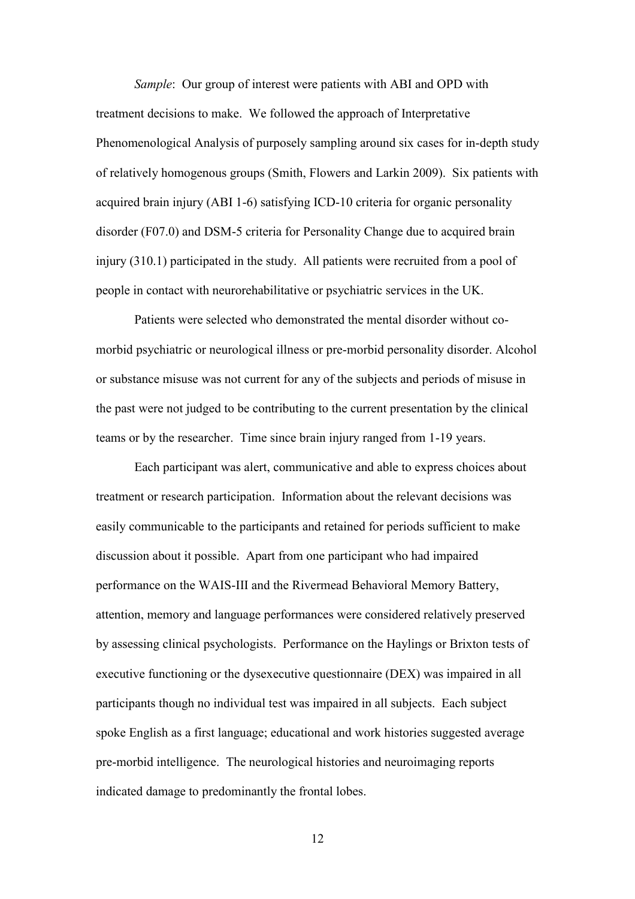*Sample*: Our group of interest were patients with ABI and OPD with treatment decisions to make. We followed the approach of Interpretative Phenomenological Analysis of purposely sampling around six cases for in-depth study of relatively homogenous groups (Smith, Flowers and Larkin 2009). Six patients with acquired brain injury (ABI 1-6) satisfying ICD-10 criteria for organic personality disorder (F07.0) and DSM-5 criteria for Personality Change due to acquired brain injury (310.1) participated in the study. All patients were recruited from a pool of people in contact with neurorehabilitative or psychiatric services in the UK.

Patients were selected who demonstrated the mental disorder without co-morbid psychiatric or neurological illness or pre-morbid personality disorder. Alcohol or substance misuse was not current for any of the subjects and periods of misuse in the past were not judged to be contributing to the current presentation by the clinical teams or by the researcher. Time since brain injury ranged from 1-19 years.

Each participant was alert, communicative and able to express choices about treatment or research participation. Information about the relevant decisions was easily communicable to the participants and retained for periods sufficient to make discussion about it possible. Apart from one participant who had impaired performance on the WAIS-III and the Rivermead Behavioral Memory Battery, attention, memory and language performances were considered relatively preserved by assessing clinical psychologists. Performance on the Haylings or Brixton tests of executive functioning or the dysexecutive questionnaire (DEX) was impaired in all participants though no individual test was impaired in all subjects. Each subject spoke English as a first language; educational and work histories suggested average pre-morbid intelligence. The neurological histories and neuroimaging reports indicated damage to predominantly the frontal lobes.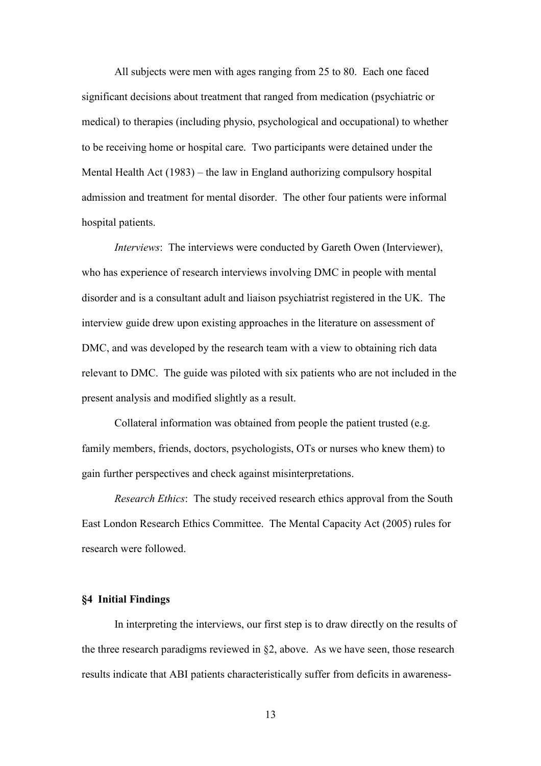All subjects were men with ages ranging from 25 to 80. Each one faced significant decisions about treatment that ranged from medication (psychiatric or medical) to therapies (including physio, psychological and occupational) to whether to be receiving home or hospital care. Two participants were detained under the Mental Health Act (1983) – the law in England authorizing compulsory hospital admission and treatment for mental disorder. The other four patients were informal hospital patients.

*Interviews*: The interviews were conducted by Gareth Owen (Interviewer), who has experience of research interviews involving DMC in people with mental disorder and is a consultant adult and liaison psychiatrist registered in the UK. The interview guide drew upon existing approaches in the literature on assessment of DMC, and was developed by the research team with a view to obtaining rich data relevant to DMC. The guide was piloted with six patients who are not included in the present analysis and modified slightly as a result.

Collateral information was obtained from people the patient trusted (e.g. family members, friends, doctors, psychologists, OTs or nurses who knew them) to gain further perspectives and check against misinterpretations.

*Research Ethics*: The study received research ethics approval from the South East London Research Ethics Committee. The Mental Capacity Act (2005) rules for research were followed.

### §4 Initial Findings

In interpreting the interviews, our first step is to draw directly on the results of the three research paradigms reviewed in §2, above. As we have seen, those research results indicate that ABI patients characteristically suffer from deficits in awareness-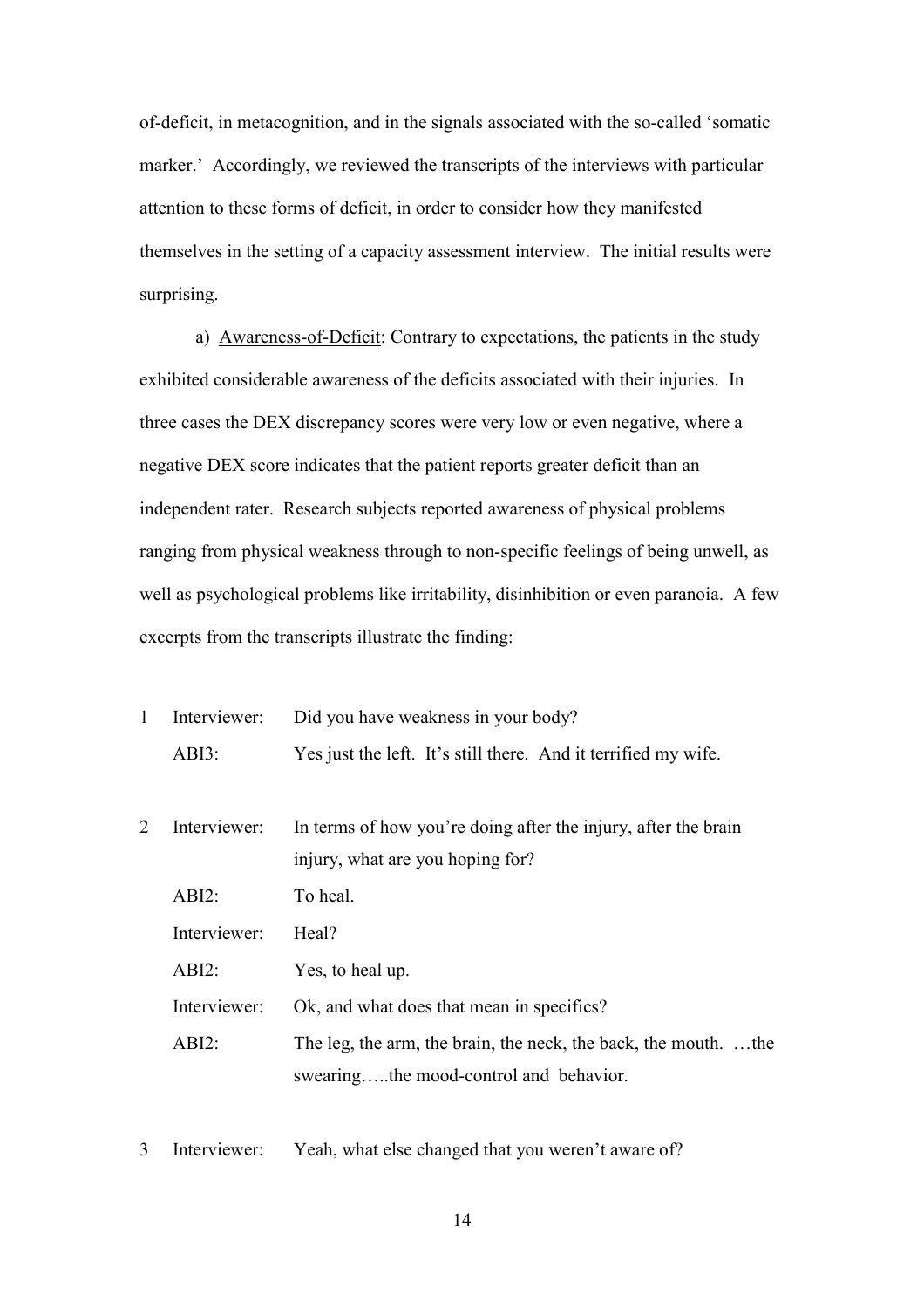of-deficit, in metacognition, and in the signals associated with the so-called 'somatic marker.' Accordingly, we reviewed the transcripts of the interviews with particular attention to these forms of deficit, in order to consider how they manifested themselves in the setting of a capacity assessment interview. The initial results were surprising.

a) Awareness-of-Deficit: Contrary to expectations, the patients in the study exhibited considerable awareness of the deficits associated with their injuries. In three cases the DEX discrepancy scores were very low or even negative, where a negative DEX score indicates that the patient reports greater deficit than an independent rater. Research subjects reported awareness of physical problems ranging from physical weakness through to non-specific feelings of being unwell, as well as psychological problems like irritability, disinhibition or even paranoia. A few excerpts from the transcripts illustrate the finding:

1 Interviewer: Did you have weakness in your body?

ABI3: Yes just the left. It's still there. And it terrified my wife.

2 Interviewer: In terms of how you're doing after the injury, after the brain injury, what are you hoping for?

ABI2: To heal.

Interviewer: Heal?

ABI2: Yes, to heal up.

Interviewer: Ok, and what does that mean in specifics?

ABI2: The leg, the arm, the brain, the neck, the back, the mouth. …the swearing…..the mood-control and behavior.

3 Interviewer: Yeah, what else changed that you weren't aware of?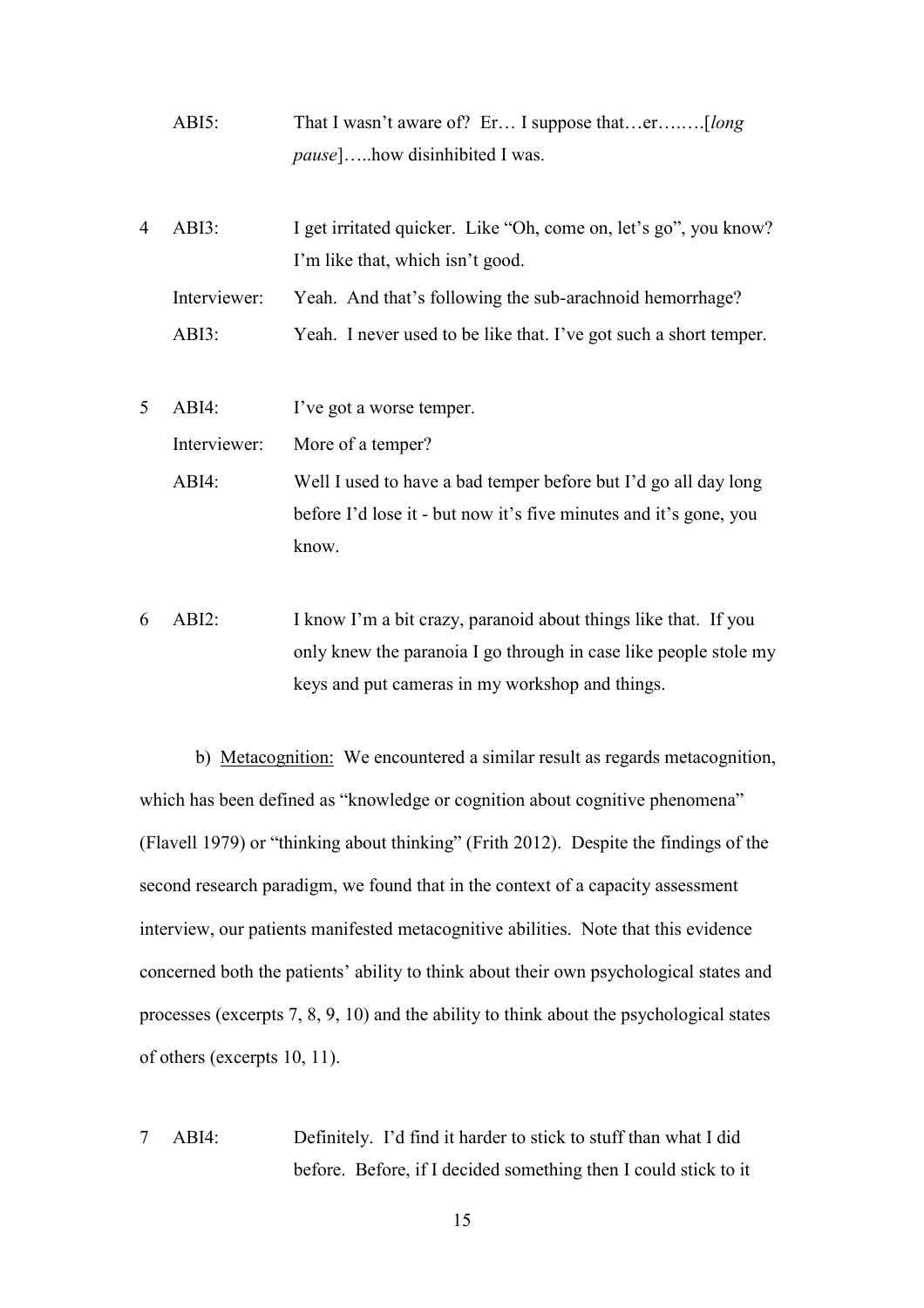ABI5: That I wasn't aware of? Er… I suppose that…er….….[*long pause*]…..how disinhibited I was.

4 ABI3: I get irritated quicker. Like "Oh, come on, let's go", you know? I'm like that, which isn't good.

Interviewer: Yeah. And that's following the sub-arachnoid hemorrhage?

ABI3: Yeah. I never used to be like that. I've got such a short temper.

5 ABI4: I've got a worse temper.

Interviewer: More of a temper?

ABI4: Well I used to have a bad temper before but I'd go all day long before I'd lose it - but now it's five minutes and it's gone, you know.

6 ABI2: I know I'm a bit crazy, paranoid about things like that. If you only knew the paranoia I go through in case like people stole my keys and put cameras in my workshop and things.

b) Metacognition: We encountered a similar result as regards metacognition, which has been defined as "knowledge or cognition about cognitive phenomena" (Flavell 1979) or "thinking about thinking" (Frith 2012). Despite the findings of the second research paradigm, we found that in the context of a capacity assessment interview, our patients manifested metacognitive abilities. Note that this evidence concerned both the patients' ability to think about their own psychological states and processes (excerpts 7, 8, 9, 10) and the ability to think about the psychological states of others (excerpts 10, 11).

7 ABI4: Definitely. I'd find it harder to stick to stuff than what I did before. Before, if I decided something then I could stick to it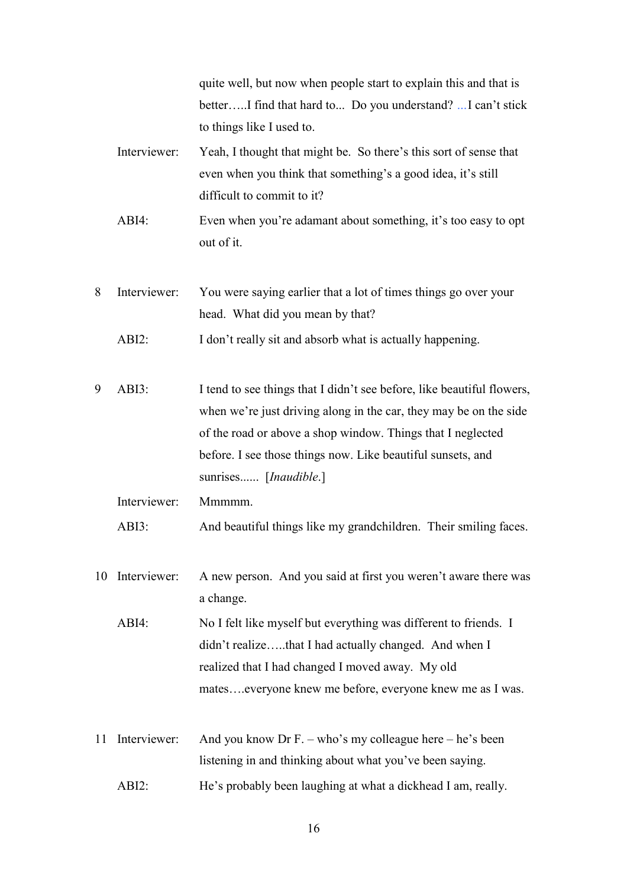quite well, but now when people start to explain this and that is better…..I find that hard to... Do you understand? ...I can't stick to things like I used to.

Interviewer: Yeah, I thought that might be. So there's this sort of sense that even when you think that something's a good idea, it's still difficult to commit to it?

ABI4: Even when you're adamant about something, it's too easy to opt out of it.

8 Interviewer: You were saying earlier that a lot of times things go over your head. What did you mean by that?

ABI2: I don't really sit and absorb what is actually happening.

9 ABI3: I tend to see things that I didn't see before, like beautiful flowers, when we're just driving along in the car, they may be on the side of the road or above a shop window. Things that I neglected before. I see those things now. Like beautiful sunsets, and sunrises...... [*Inaudible.*]

Interviewer: Mmmmm.

ABI3: And beautiful things like my grandchildren. Their smiling faces.

10 Interviewer: A new person. And you said at first you weren't aware there was a change.

ABI4: No I felt like myself but everything was different to friends. I didn't realize…..that I had actually changed. And when I realized that I had changed I moved away. My old mates….everyone knew me before, everyone knew me as I was.

11 Interviewer: And you know Dr F. – who's my colleague here – he's been listening in and thinking about what you've been saying.

ABI2: He's probably been laughing at what a dickhead I am, really.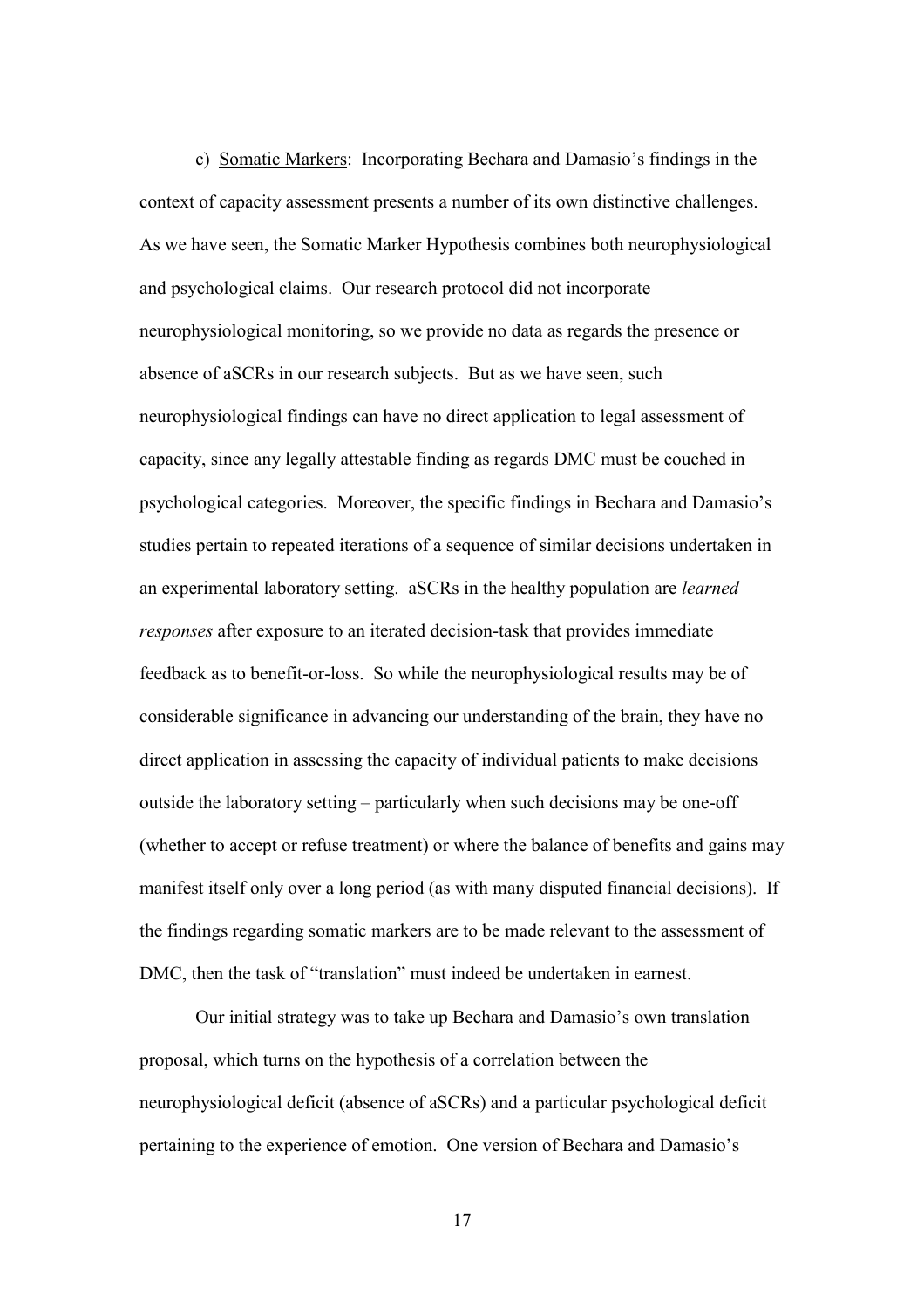c) <u>Somatic Markers</u>: Incorporating Bechara and Damasio's findings in the context of capacity assessment presents a number of its own distinctive challenges. As we have seen, the Somatic Marker Hypothesis combines both neurophysiological and psychological claims. Our research protocol did not incorporate neurophysiological monitoring, so we provide no data as regards the presence or absence of aSCRs in our research subjects. But as we have seen, such neurophysiological findings can have no direct application to legal assessment of capacity, since any legally attestable finding as regards DMC must be couched in psychological categories. Moreover, the specific findings in Bechara and Damasio's studies pertain to repeated iterations of a sequence of similar decisions undertaken in an experimental laboratory setting. aSCRs in the healthy population are *learned responses* after exposure to an iterated decision-task that provides immediate feedback as to benefit-or-loss. So while the neurophysiological results may be of considerable significance in advancing our understanding of the brain, they have no direct application in assessing the capacity of individual patients to make decisions outside the laboratory setting – particularly when such decisions may be one-off (whether to accept or refuse treatment) or where the balance of benefits and gains may manifest itself only over a long period (as with many disputed financial decisions). If the findings regarding somatic markers are to be made relevant to the assessment of DMC, then the task of "translation" must indeed be undertaken in earnest.

Our initial strategy was to take up Bechara and Damasio's own translation proposal, which turns on the hypothesis of a correlation between the neurophysiological deficit (absence of aSCRs) and a particular psychological deficit pertaining to the experience of emotion. One version of Bechara and Damasio's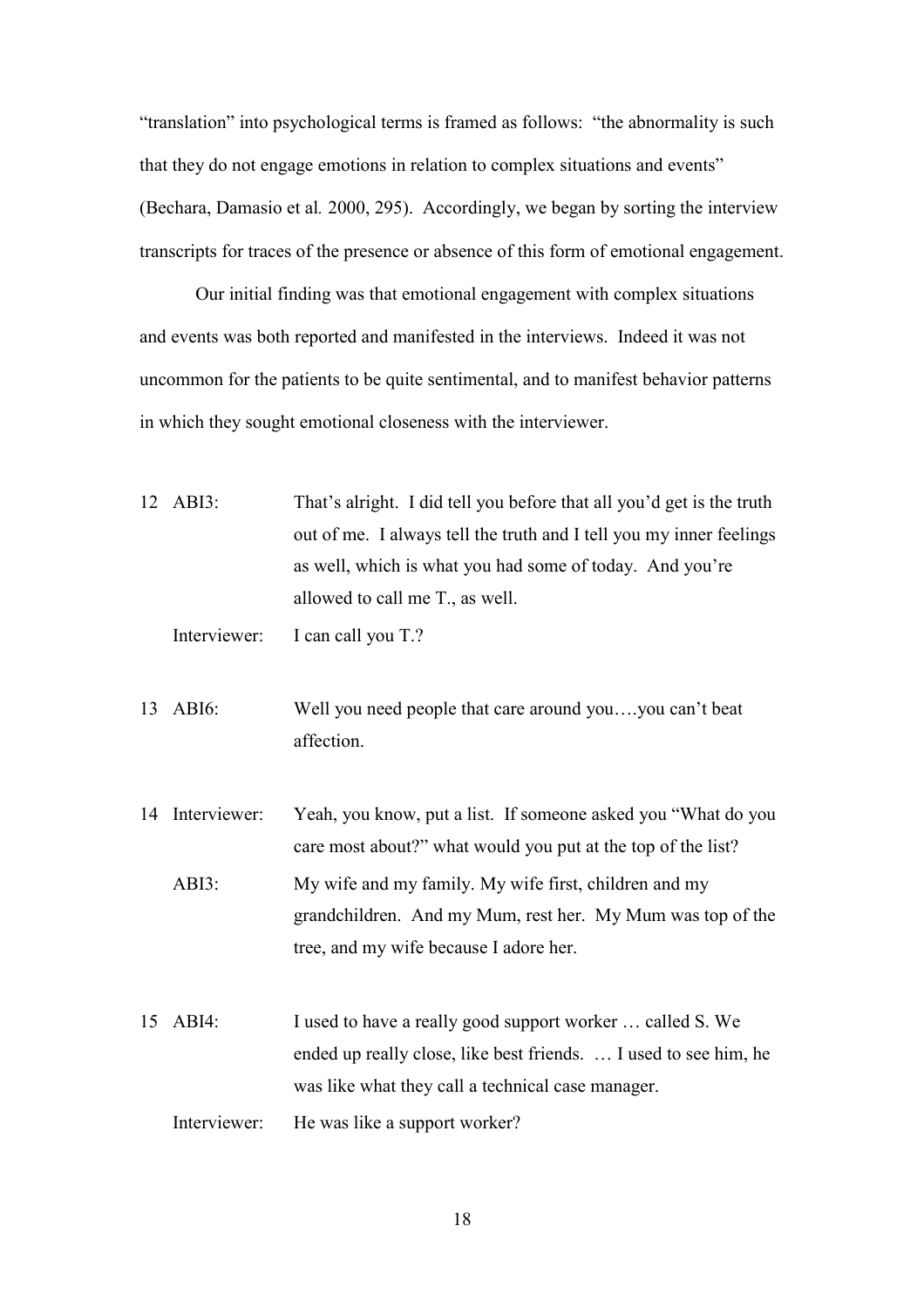"translation" into psychological terms is framed as follows: "the abnormality is such that they do not engage emotions in relation to complex situations and events" (Bechara, Damasio et al*.* 2000, 295). Accordingly, we began by sorting the interview transcripts for traces of the presence or absence of this form of emotional engagement.

Our initial finding was that emotional engagement with complex situations and events was both reported and manifested in the interviews. Indeed it was not uncommon for the patients to be quite sentimental, and to manifest behavior patterns in which they sought emotional closeness with the interviewer.

12 ABI3: That's alright. I did tell you before that all you'd get is the truth out of me. I always tell the truth and I tell you my inner feelings as well, which is what you had some of today. And you're allowed to call me T., as well.

Interviewer: I can call you T.?

13 ABI6: Well you need people that care around you….you can't beat affection.

14 Interviewer: Yeah, you know, put a list. If someone asked you "What do you care most about?" what would you put at the top of the list?

ABI3: My wife and my family. My wife first, children and my grandchildren. And my Mum, rest her. My Mum was top of the tree, and my wife because I adore her.

15 ABI4: I used to have a really good support worker … called S. We ended up really close, like best friends. … I used to see him, he was like what they call a technical case manager.

Interviewer: He was like a support worker?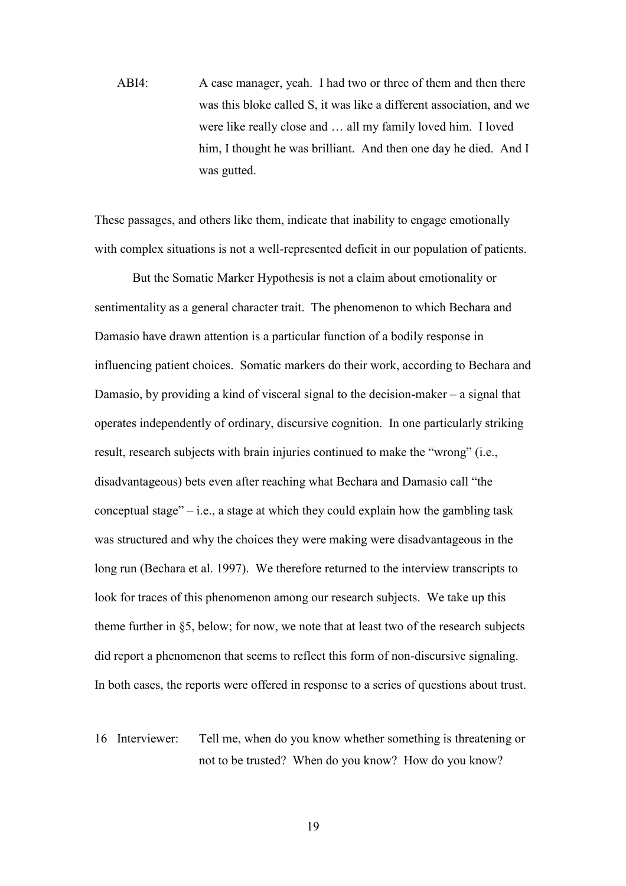ABI4: A case manager, yeah. I had two or three of them and then there was this bloke called S, it was like a different association, and we were like really close and … all my family loved him. I loved him, I thought he was brilliant. And then one day he died. And I was gutted.

These passages, and others like them, indicate that inability to engage emotionally with complex situations is not a well-represented deficit in our population of patients.

But the Somatic Marker Hypothesis is not a claim about emotionality or sentimentality as a general character trait. The phenomenon to which Bechara and Damasio have drawn attention is a particular function of a bodily response in influencing patient choices. Somatic markers do their work, according to Bechara and Damasio, by providing a kind of visceral signal to the decision-maker – a signal that operates independently of ordinary, discursive cognition. In one particularly striking result, research subjects with brain injuries continued to make the "wrong" (i.e., disadvantageous) bets even after reaching what Bechara and Damasio call "the conceptual stage" – i.e., a stage at which they could explain how the gambling task was structured and why the choices they were making were disadvantageous in the long run (Bechara et al. 1997). We therefore returned to the interview transcripts to look for traces of this phenomenon among our research subjects. We take up this theme further in §5, below; for now, we note that at least two of the research subjects did report a phenomenon that seems to reflect this form of non-discursive signaling. In both cases, the reports were offered in response to a series of questions about trust.

16 Interviewer: Tell me, when do you know whether something is threatening or not to be trusted? When do you know? How do you know?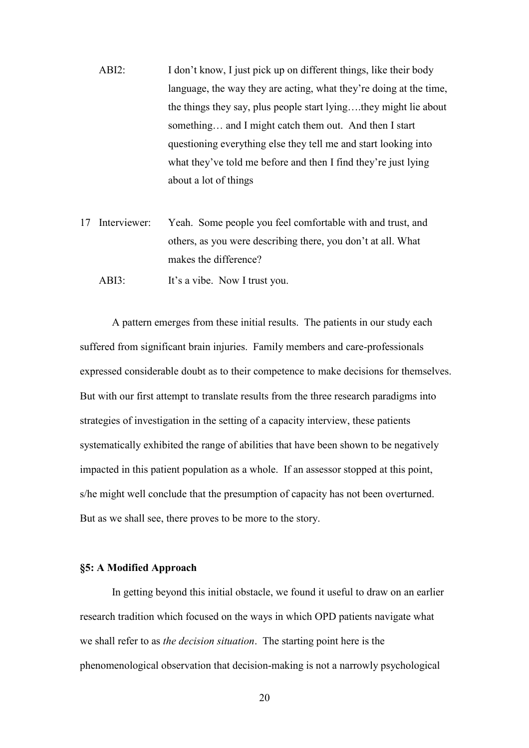ABI2: I don't know, I just pick up on different things, like their body language, the way they are acting, what they're doing at the time, the things they say, plus people start lying….they might lie about something… and I might catch them out. And then I start questioning everything else they tell me and start looking into what they've told me before and then I find they're just lying about a lot of things

17 Interviewer: Yeah. Some people you feel comfortable with and trust, and others, as you were describing there, you don't at all. What makes the difference?

ABI3: It's a vibe. Now I trust you.

A pattern emerges from these initial results. The patients in our study each suffered from significant brain injuries. Family members and care-professionals expressed considerable doubt as to their competence to make decisions for themselves. But with our first attempt to translate results from the three research paradigms into strategies of investigation in the setting of a capacity interview, these patients systematically exhibited the range of abilities that have been shown to be negatively impacted in this patient population as a whole. If an assessor stopped at this point, s/he might well conclude that the presumption of capacity has not been overturned. But as we shall see, there proves to be more to the story.

### §5: A Modified Approach

In getting beyond this initial obstacle, we found it useful to draw on an earlier research tradition which focused on the ways in which OPD patients navigate what we shall refer to as *the decision situation*. The starting point here is the phenomenological observation that decision-making is not a narrowly psychological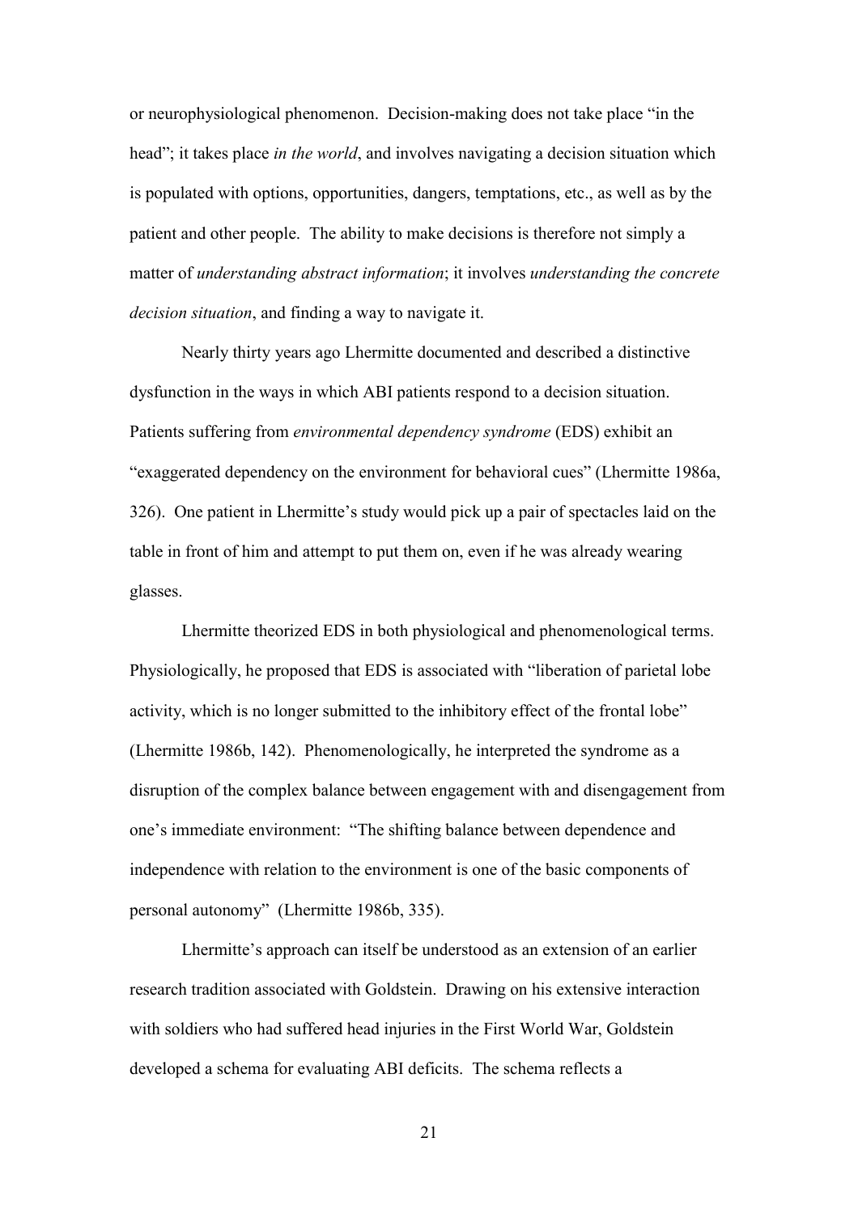or neurophysiological phenomenon. Decision-making does not take place "in the head"; it takes place *in the world*, and involves navigating a decision situation which is populated with options, opportunities, dangers, temptations, etc., as well as by the patient and other people. The ability to make decisions is therefore not simply a matter of *understanding abstract information*; it involves *understanding the concrete decision situation*, and finding a way to navigate it.

Nearly thirty years ago Lhermitte documented and described a distinctive dysfunction in the ways in which ABI patients respond to a decision situation. Patients suffering from *environmental dependency syndrome* (EDS) exhibit an "exaggerated dependency on the environment for behavioral cues" (Lhermitte 1986a, 326). One patient in Lhermitte's study would pick up a pair of spectacles laid on the table in front of him and attempt to put them on, even if he was already wearing glasses.

Lhermitte theorized EDS in both physiological and phenomenological terms. Physiologically, he proposed that EDS is associated with "liberation of parietal lobe activity, which is no longer submitted to the inhibitory effect of the frontal lobe" (Lhermitte 1986b, 142). Phenomenologically, he interpreted the syndrome as a disruption of the complex balance between engagement with and disengagement from one's immediate environment: "The shifting balance between dependence and independence with relation to the environment is one of the basic components of personal autonomy" (Lhermitte 1986b, 335).

Lhermitte's approach can itself be understood as an extension of an earlier research tradition associated with Goldstein. Drawing on his extensive interaction with soldiers who had suffered head injuries in the First World War, Goldstein developed a schema for evaluating ABI deficits. The schema reflects a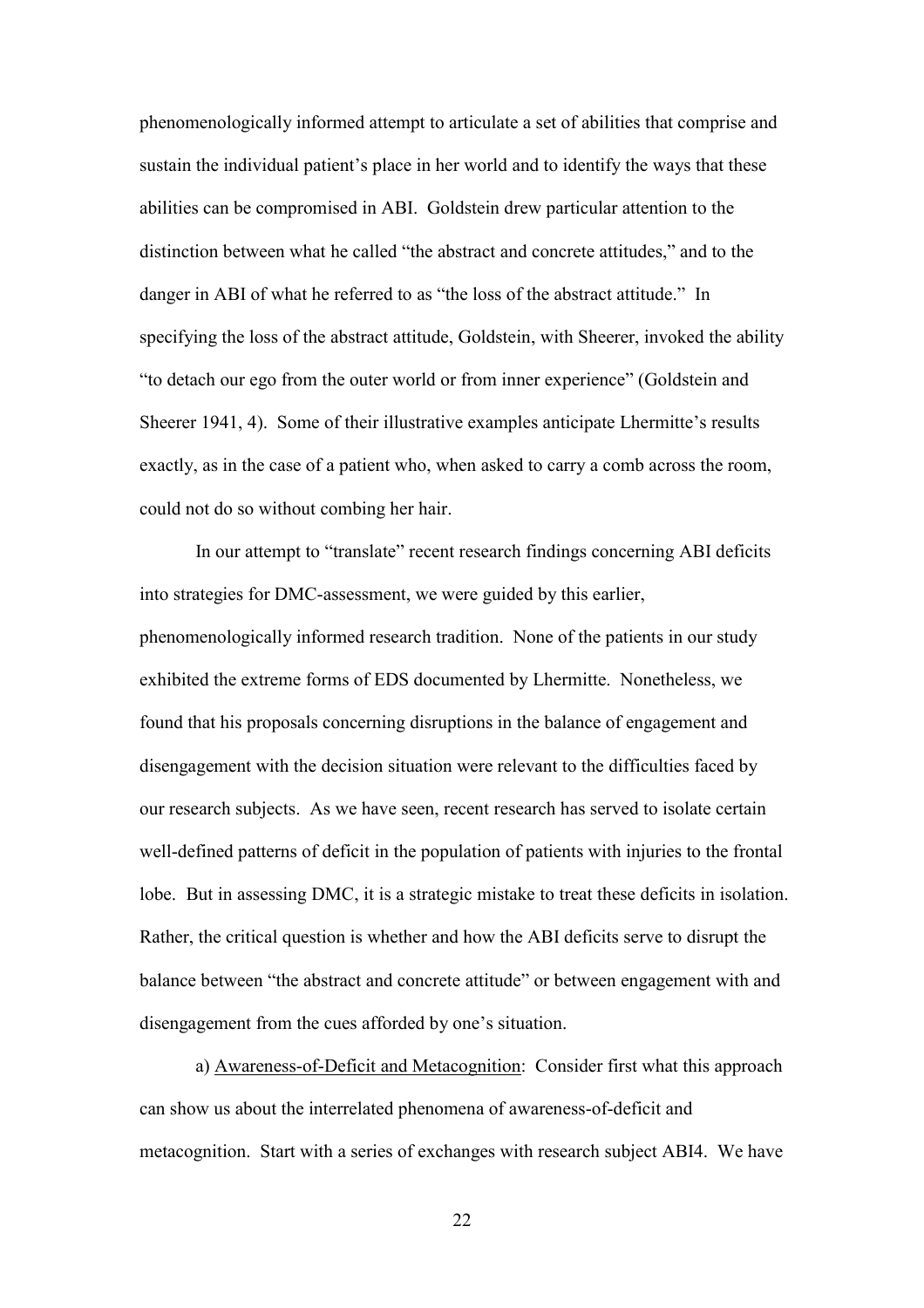phenomenologically informed attempt to articulate a set of abilities that comprise and sustain the individual patient's place in her world and to identify the ways that these abilities can be compromised in ABI. Goldstein drew particular attention to the distinction between what he called "the abstract and concrete attitudes," and to the danger in ABI of what he referred to as "the loss of the abstract attitude." In specifying the loss of the abstract attitude, Goldstein, with Sheerer, invoked the ability "to detach our ego from the outer world or from inner experience" (Goldstein and Sheerer 1941, 4). Some of their illustrative examples anticipate Lhermitte's results exactly, as in the case of a patient who, when asked to carry a comb across the room, could not do so without combing her hair.

In our attempt to "translate" recent research findings concerning ABI deficits into strategies for DMC-assessment, we were guided by this earlier, phenomenologically informed research tradition. None of the patients in our study exhibited the extreme forms of EDS documented by Lhermitte. Nonetheless, we found that his proposals concerning disruptions in the balance of engagement and disengagement with the decision situation were relevant to the difficulties faced by our research subjects. As we have seen, recent research has served to isolate certain well-defined patterns of deficit in the population of patients with injuries to the frontal lobe. But in assessing DMC, it is a strategic mistake to treat these deficits in isolation. Rather, the critical question is whether and how the ABI deficits serve to disrupt the balance between "the abstract and concrete attitude" or between engagement with and disengagement from the cues afforded by one's situation.

a) <u>Awareness-of-Deficit and Metacognition</u>: Consider first what this approach can show us about the interrelated phenomena of awareness-of-deficit and metacognition. Start with a series of exchanges with research subject ABI4. We have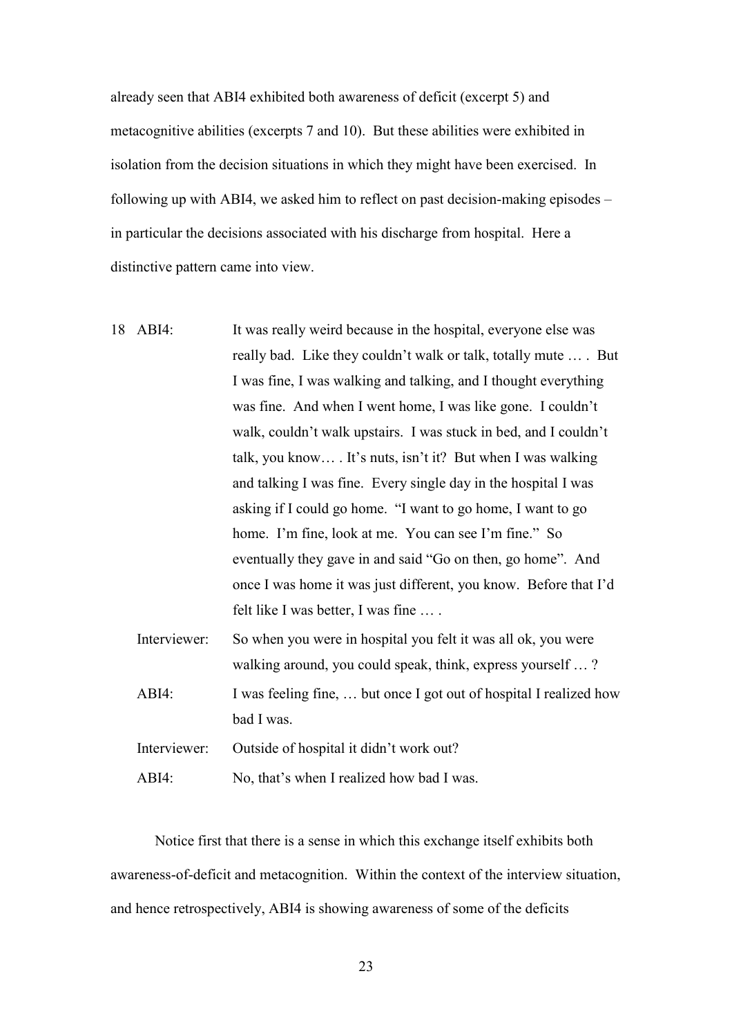already seen that ABI4 exhibited both awareness of deficit (excerpt 5) and metacognitive abilities (excerpts 7 and 10). But these abilities were exhibited in isolation from the decision situations in which they might have been exercised. In following up with ABI4, we asked him to reflect on past decision-making episodes – in particular the decisions associated with his discharge from hospital. Here a distinctive pattern came into view.

18 ABI4: It was really weird because in the hospital, everyone else was really bad. Like they couldn't walk or talk, totally mute … . But I was fine, I was walking and talking, and I thought everything was fine. And when I went home, I was like gone. I couldn't walk, couldn't walk upstairs. I was stuck in bed, and I couldn't talk, you know… . It's nuts, isn't it? But when I was walking and talking I was fine. Every single day in the hospital I was asking if I could go home. "I want to go home, I want to go home. I'm fine, look at me. You can see I'm fine." So eventually they gave in and said "Go on then, go home". And once I was home it was just different, you know. Before that I'd felt like I was better, I was fine … .

Interviewer: So when you were in hospital you felt it was all ok, you were walking around, you could speak, think, express yourself … ?

ABI4: I was feeling fine, … but once I got out of hospital I realized how bad I was.

Interviewer: Outside of hospital it didn't work out?

ABI4: No, that's when I realized how bad I was.

Notice first that there is a sense in which this exchange itself exhibits both awareness-of-deficit and metacognition. Within the context of the interview situation, and hence retrospectively, ABI4 is showing awareness of some of the deficits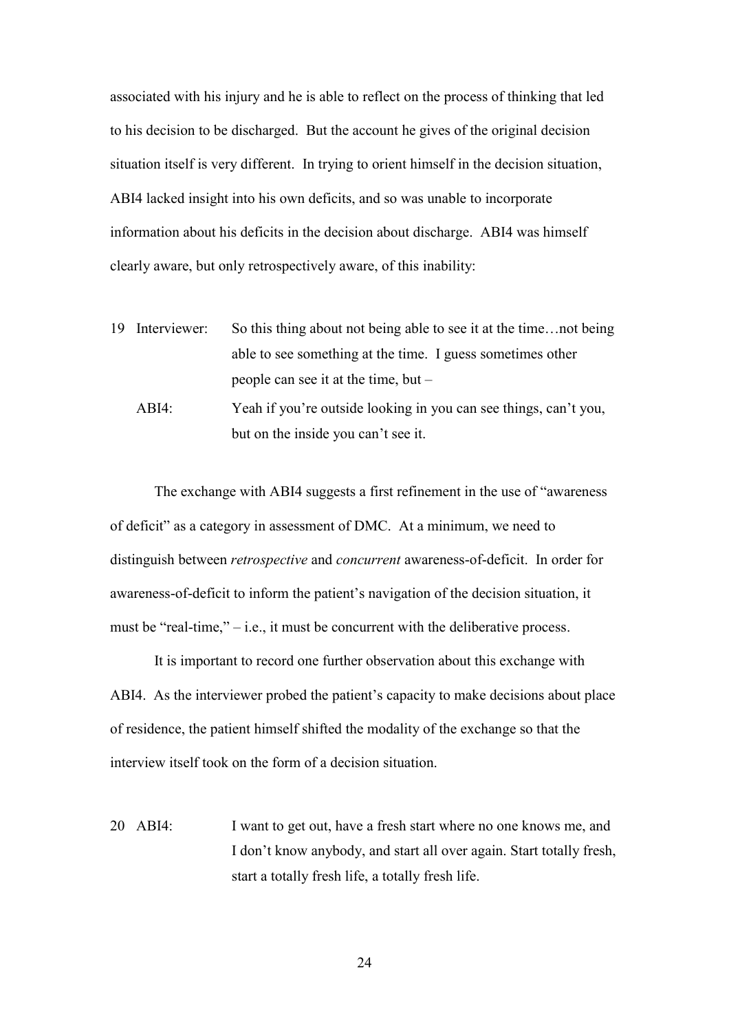associated with his injury and he is able to reflect on the process of thinking that led to his decision to be discharged. But the account he gives of the original decision situation itself is very different. In trying to orient himself in the decision situation, ABI4 lacked insight into his own deficits, and so was unable to incorporate information about his deficits in the decision about discharge. ABI4 was himself clearly aware, but only retrospectively aware, of this inability:

| | | |
|---|---|---|
| 19 | Interviewer: | So this thing about not being able to see it at the time…not being able to see something at the time. I guess sometimes other people can see it at the time, but – |
| | ABI4: | Yeah if you're outside looking in you can see things, can't you, but on the inside you can't see it. |

The exchange with ABI4 suggests a first refinement in the use of "awareness of deficit" as a category in assessment of DMC. At a minimum, we need to distinguish between *retrospective* and *concurrent* awareness-of-deficit. In order for awareness-of-deficit to inform the patient's navigation of the decision situation, it must be "real-time," – i.e., it must be concurrent with the deliberative process.

It is important to record one further observation about this exchange with ABI4. As the interviewer probed the patient's capacity to make decisions about place of residence, the patient himself shifted the modality of the exchange so that the interview itself took on the form of a decision situation.

| | | |
|---|---|---|
| 20 | ABI4: | I want to get out, have a fresh start where no one knows me, and I don't know anybody, and start all over again. Start totally fresh, start a totally fresh life, a totally fresh life. |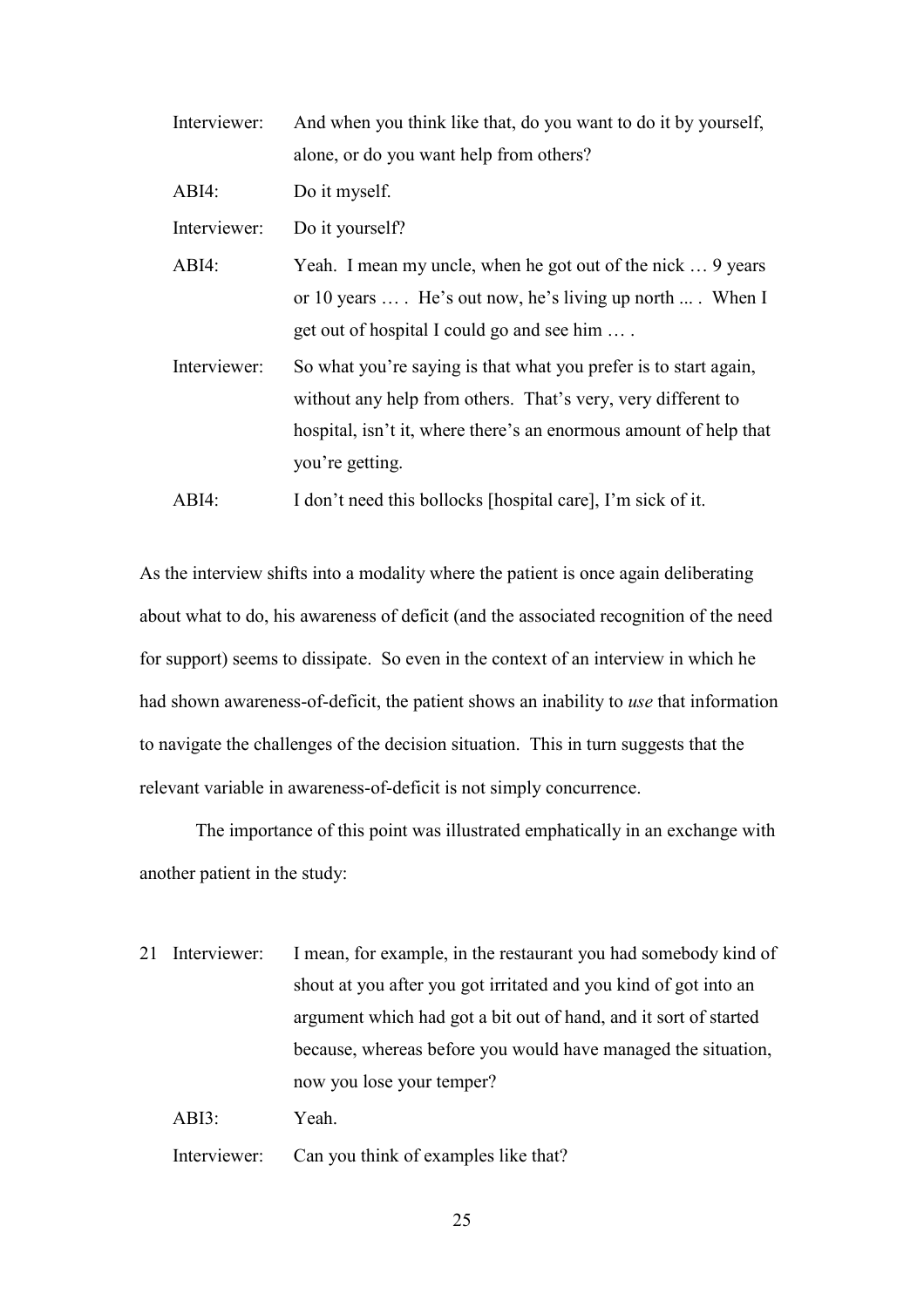| | |
|---|---|
| Interviewer: | And when you think like that, do you want to do it by yourself, alone, or do you want help from others? |
| ABI4: | Do it myself. |
| Interviewer: | Do it yourself? |
| ABI4: | Yeah. I mean my uncle, when he got out of the nick … 9 years or 10 years … . He's out now, he's living up north ... . When I get out of hospital I could go and see him … . |
| Interviewer: | So what you're saying is that what you prefer is to start again, without any help from others. That's very, very different to hospital, isn't it, where there's an enormous amount of help that you're getting. |
| ABI4: | I don't need this bollocks [hospital care], I'm sick of it. |

As the interview shifts into a modality where the patient is once again deliberating about what to do, his awareness of deficit (and the associated recognition of the need for support) seems to dissipate. So even in the context of an interview in which he had shown awareness-of-deficit, the patient shows an inability to *use* that information to navigate the challenges of the decision situation. This in turn suggests that the relevant variable in awareness-of-deficit is not simply concurrence.

The importance of this point was illustrated emphatically in an exchange with another patient in the study:

| | | |
|---|---|---|
| 21 | Interviewer: | I mean, for example, in the restaurant you had somebody kind of shout at you after you got irritated and you kind of got into an argument which had got a bit out of hand, and it sort of started because, whereas before you would have managed the situation, now you lose your temper? |
| | ABI3: | Yeah. |
| | Interviewer: | Can you think of examples like that? |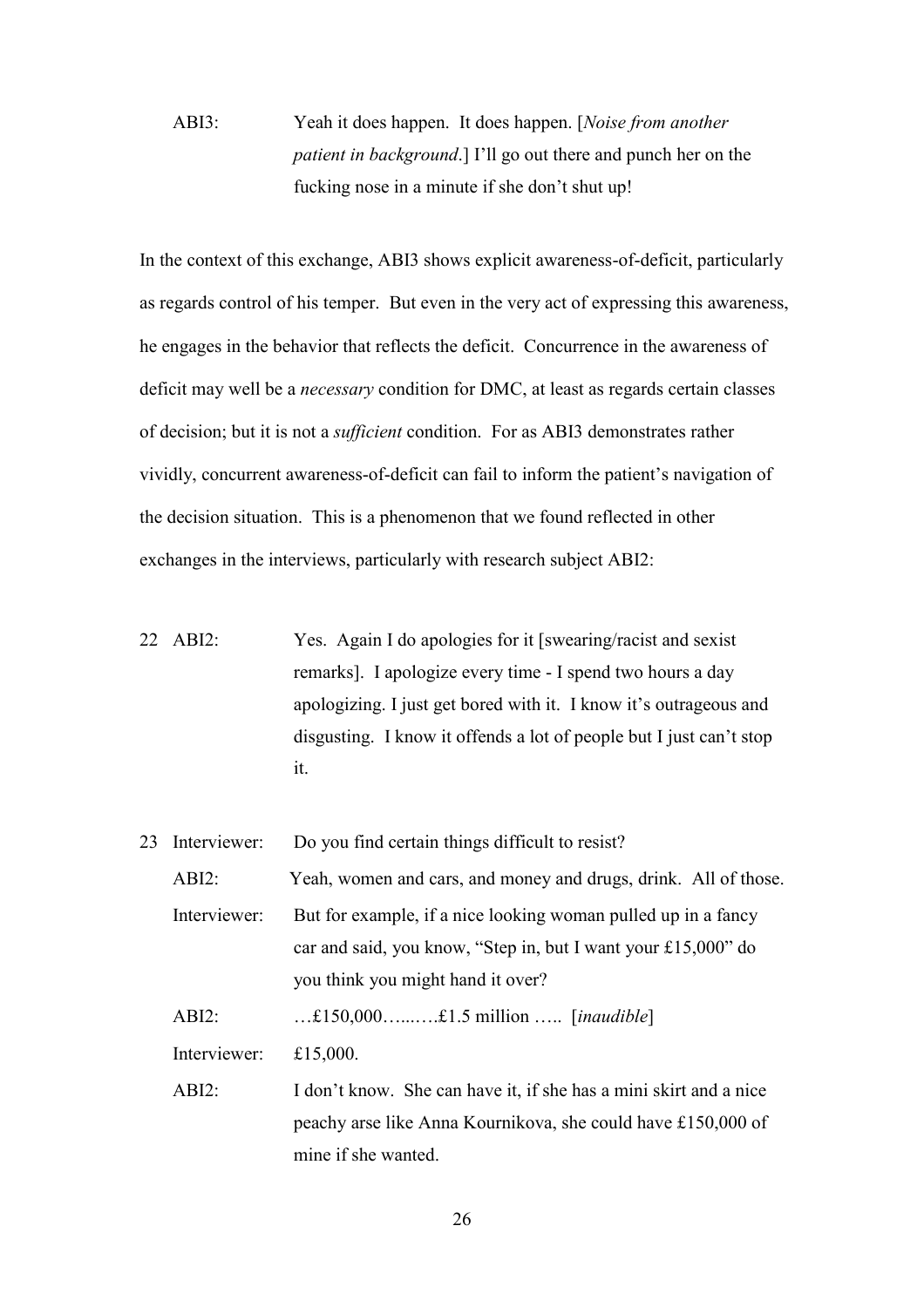ABI3: Yeah it does happen. It does happen. [*Noise from another patient in background*.] I'll go out there and punch her on the fucking nose in a minute if she don't shut up!

In the context of this exchange, ABI3 shows explicit awareness-of-deficit, particularly as regards control of his temper. But even in the very act of expressing this awareness, he engages in the behavior that reflects the deficit. Concurrence in the awareness of deficit may well be a *necessary* condition for DMC, at least as regards certain classes of decision; but it is not a *sufficient* condition. For as ABI3 demonstrates rather vividly, concurrent awareness-of-deficit can fail to inform the patient's navigation of the decision situation. This is a phenomenon that we found reflected in other exchanges in the interviews, particularly with research subject ABI2:

22 ABI2: Yes. Again I do apologies for it [swearing/racist and sexist remarks]. I apologize every time - I spend two hours a day apologizing. I just get bored with it. I know it's outrageous and disgusting. I know it offends a lot of people but I just can't stop it.

23 Interviewer: Do you find certain things difficult to resist?

ABI2: Yeah, women and cars, and money and drugs, drink. All of those.

Interviewer: But for example, if a nice looking woman pulled up in a fancy car and said, you know, "Step in, but I want your £15,000" do you think you might hand it over?

ABI2: …£150,000…...….£1.5 million ….. [*inaudible*]

Interviewer: £15,000.

ABI2: I don't know. She can have it, if she has a mini skirt and a nice peachy arse like Anna Kournikova, she could have £150,000 of mine if she wanted.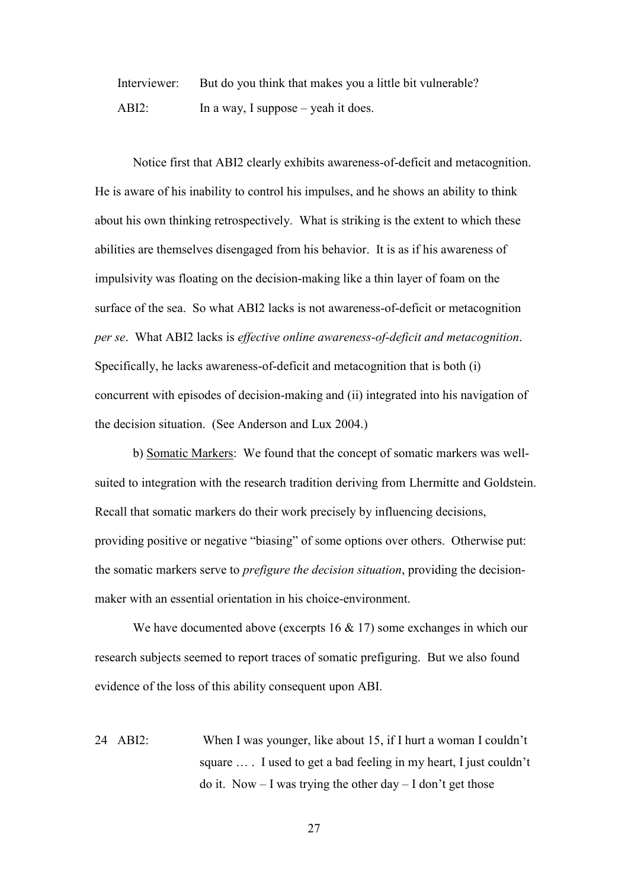Interviewer: But do you think that makes you a little bit vulnerable?

ABI2: In a way, I suppose – yeah it does.

Notice first that ABI2 clearly exhibits awareness-of-deficit and metacognition. He is aware of his inability to control his impulses, and he shows an ability to think about his own thinking retrospectively. What is striking is the extent to which these abilities are themselves disengaged from his behavior. It is as if his awareness of impulsivity was floating on the decision-making like a thin layer of foam on the surface of the sea. So what ABI2 lacks is not awareness-of-deficit or metacognition *per se*. What ABI2 lacks is *effective online awareness-of-deficit and metacognition*. Specifically, he lacks awareness-of-deficit and metacognition that is both (i) concurrent with episodes of decision-making and (ii) integrated into his navigation of the decision situation. (See Anderson and Lux 2004.)

b) Somatic Markers: We found that the concept of somatic markers was well-suited to integration with the research tradition deriving from Lhermitte and Goldstein. Recall that somatic markers do their work precisely by influencing decisions, providing positive or negative "biasing" of some options over others. Otherwise put: the somatic markers serve to *prefigure the decision situation*, providing the decision-maker with an essential orientation in his choice-environment.

We have documented above (excerpts 16 & 17) some exchanges in which our research subjects seemed to report traces of somatic prefiguring. But we also found evidence of the loss of this ability consequent upon ABI.

24 ABI2: When I was younger, like about 15, if I hurt a woman I couldn't square … . I used to get a bad feeling in my heart, I just couldn't do it. Now – I was trying the other day – I don't get those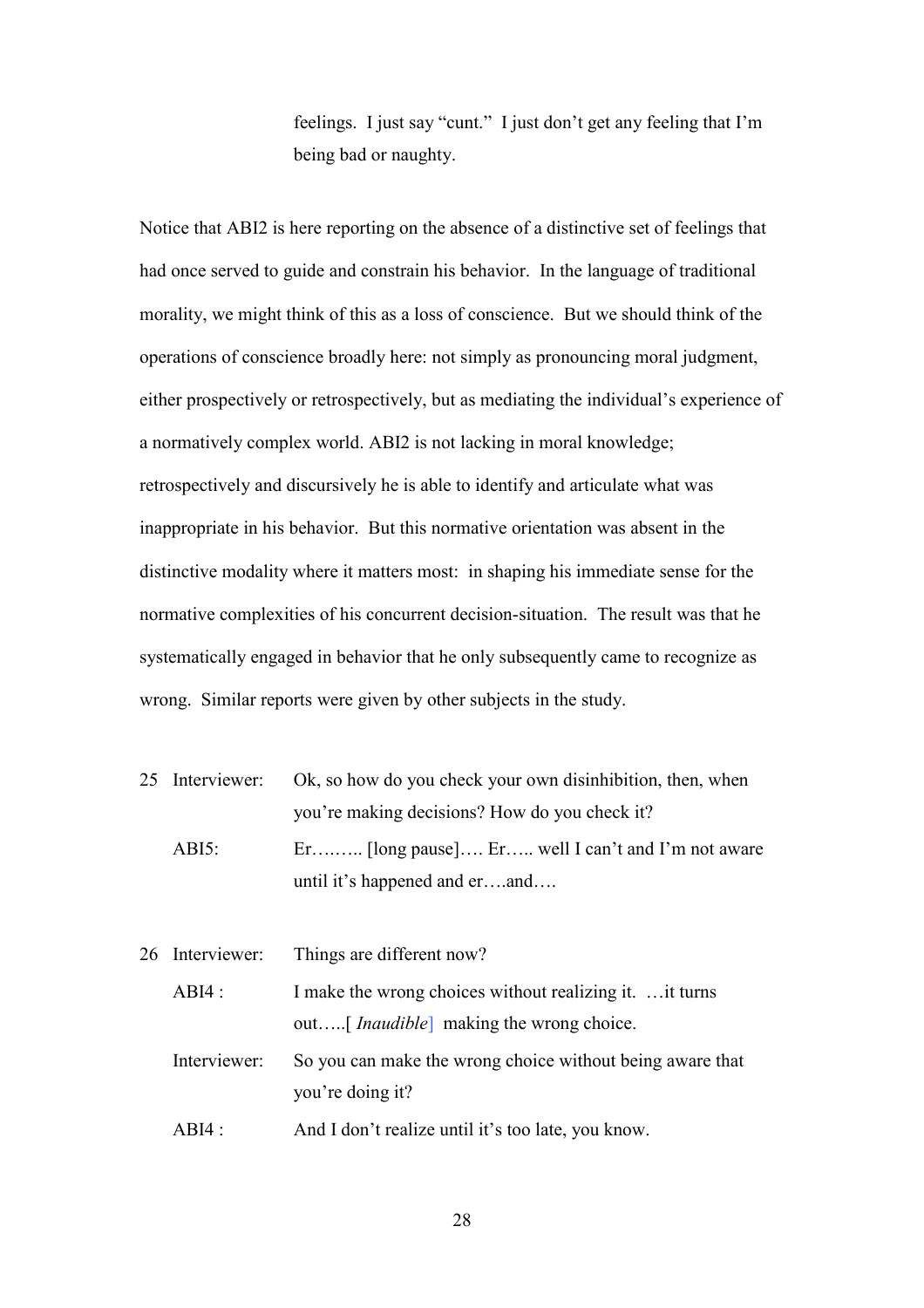feelings. I just say "cunt." I just don't get any feeling that I'm being bad or naughty.

Notice that ABI2 is here reporting on the absence of a distinctive set of feelings that had once served to guide and constrain his behavior. In the language of traditional morality, we might think of this as a loss of conscience. But we should think of the operations of conscience broadly here: not simply as pronouncing moral judgment, either prospectively or retrospectively, but as mediating the individual's experience of a normatively complex world. ABI2 is not lacking in moral knowledge; retrospectively and discursively he is able to identify and articulate what was inappropriate in his behavior. But this normative orientation was absent in the distinctive modality where it matters most: in shaping his immediate sense for the normative complexities of his concurrent decision-situation. The result was that he systematically engaged in behavior that he only subsequently came to recognize as wrong. Similar reports were given by other subjects in the study.

25 Interviewer: Ok, so how do you check your own disinhibition, then, when you're making decisions? How do you check it?

ABI5: Er…….. [long pause]…. Er….. well I can't and I'm not aware until it's happened and er….and….

26 Interviewer: Things are different now?

ABI4 : I make the wrong choices without realizing it. …it turns out…..[ *Inaudible*] making the wrong choice.

Interviewer: So you can make the wrong choice without being aware that you're doing it?

ABI4 : And I don't realize until it's too late, you know.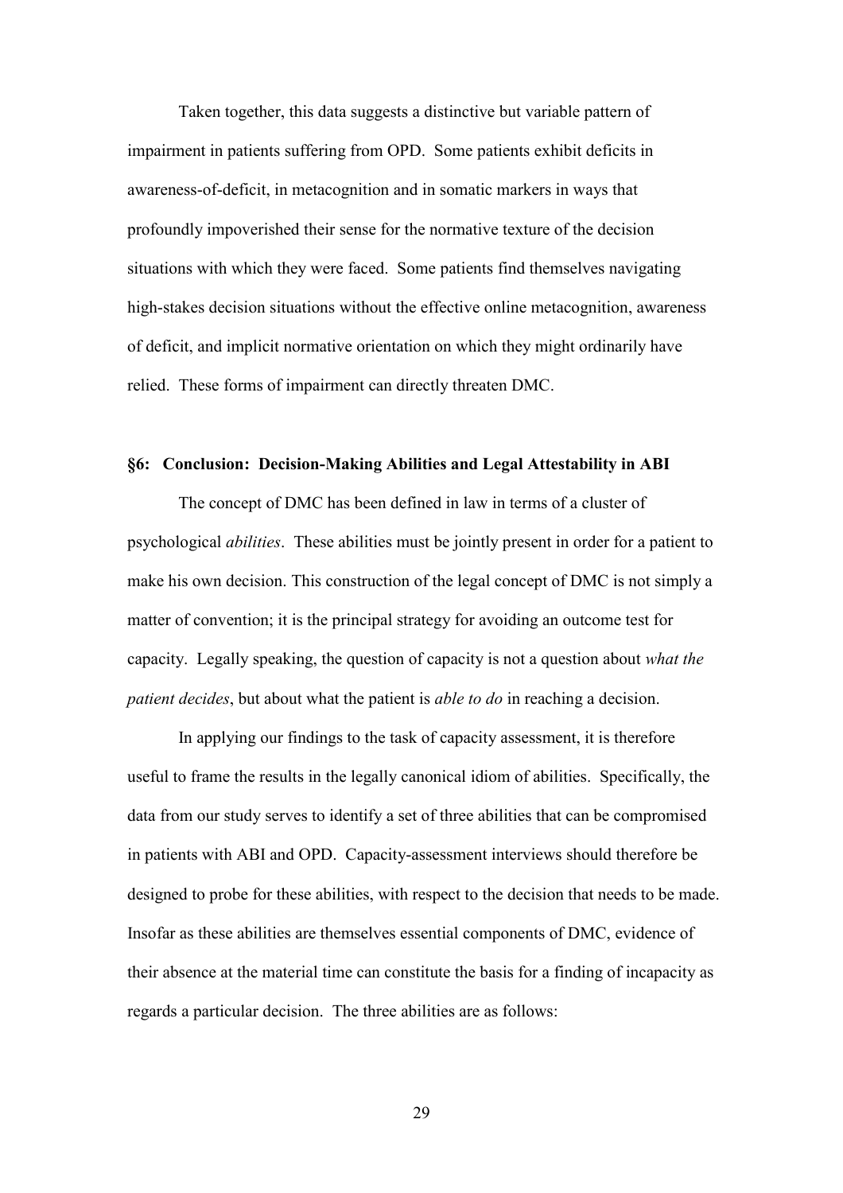Taken together, this data suggests a distinctive but variable pattern of impairment in patients suffering from OPD. Some patients exhibit deficits in awareness-of-deficit, in metacognition and in somatic markers in ways that profoundly impoverished their sense for the normative texture of the decision situations with which they were faced. Some patients find themselves navigating high-stakes decision situations without the effective online metacognition, awareness of deficit, and implicit normative orientation on which they might ordinarily have relied. These forms of impairment can directly threaten DMC.

## §6: Conclusion: Decision-Making Abilities and Legal Attestability in ABI

The concept of DMC has been defined in law in terms of a cluster of psychological *abilities*. These abilities must be jointly present in order for a patient to make his own decision. This construction of the legal concept of DMC is not simply a matter of convention; it is the principal strategy for avoiding an outcome test for capacity. Legally speaking, the question of capacity is not a question about *what the patient decides*, but about what the patient is *able to do* in reaching a decision.

In applying our findings to the task of capacity assessment, it is therefore useful to frame the results in the legally canonical idiom of abilities. Specifically, the data from our study serves to identify a set of three abilities that can be compromised in patients with ABI and OPD. Capacity-assessment interviews should therefore be designed to probe for these abilities, with respect to the decision that needs to be made. Insofar as these abilities are themselves essential components of DMC, evidence of their absence at the material time can constitute the basis for a finding of incapacity as regards a particular decision. The three abilities are as follows: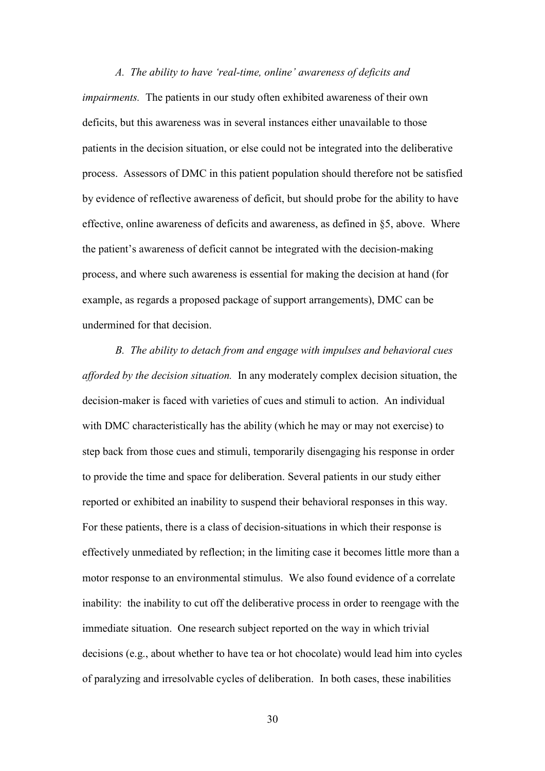*A. The ability to have 'real-time, online' awareness of deficits and impairments.* The patients in our study often exhibited awareness of their own deficits, but this awareness was in several instances either unavailable to those patients in the decision situation, or else could not be integrated into the deliberative process. Assessors of DMC in this patient population should therefore not be satisfied by evidence of reflective awareness of deficit, but should probe for the ability to have effective, online awareness of deficits and awareness, as defined in §5, above. Where the patient's awareness of deficit cannot be integrated with the decision-making process, and where such awareness is essential for making the decision at hand (for example, as regards a proposed package of support arrangements), DMC can be undermined for that decision.

*B. The ability to detach from and engage with impulses and behavioral cues afforded by the decision situation.* In any moderately complex decision situation, the decision-maker is faced with varieties of cues and stimuli to action. An individual with DMC characteristically has the ability (which he may or may not exercise) to step back from those cues and stimuli, temporarily disengaging his response in order to provide the time and space for deliberation. Several patients in our study either reported or exhibited an inability to suspend their behavioral responses in this way. For these patients, there is a class of decision-situations in which their response is effectively unmediated by reflection; in the limiting case it becomes little more than a motor response to an environmental stimulus. We also found evidence of a correlate inability: the inability to cut off the deliberative process in order to reengage with the immediate situation. One research subject reported on the way in which trivial decisions (e.g., about whether to have tea or hot chocolate) would lead him into cycles of paralyzing and irresolvable cycles of deliberation. In both cases, these inabilities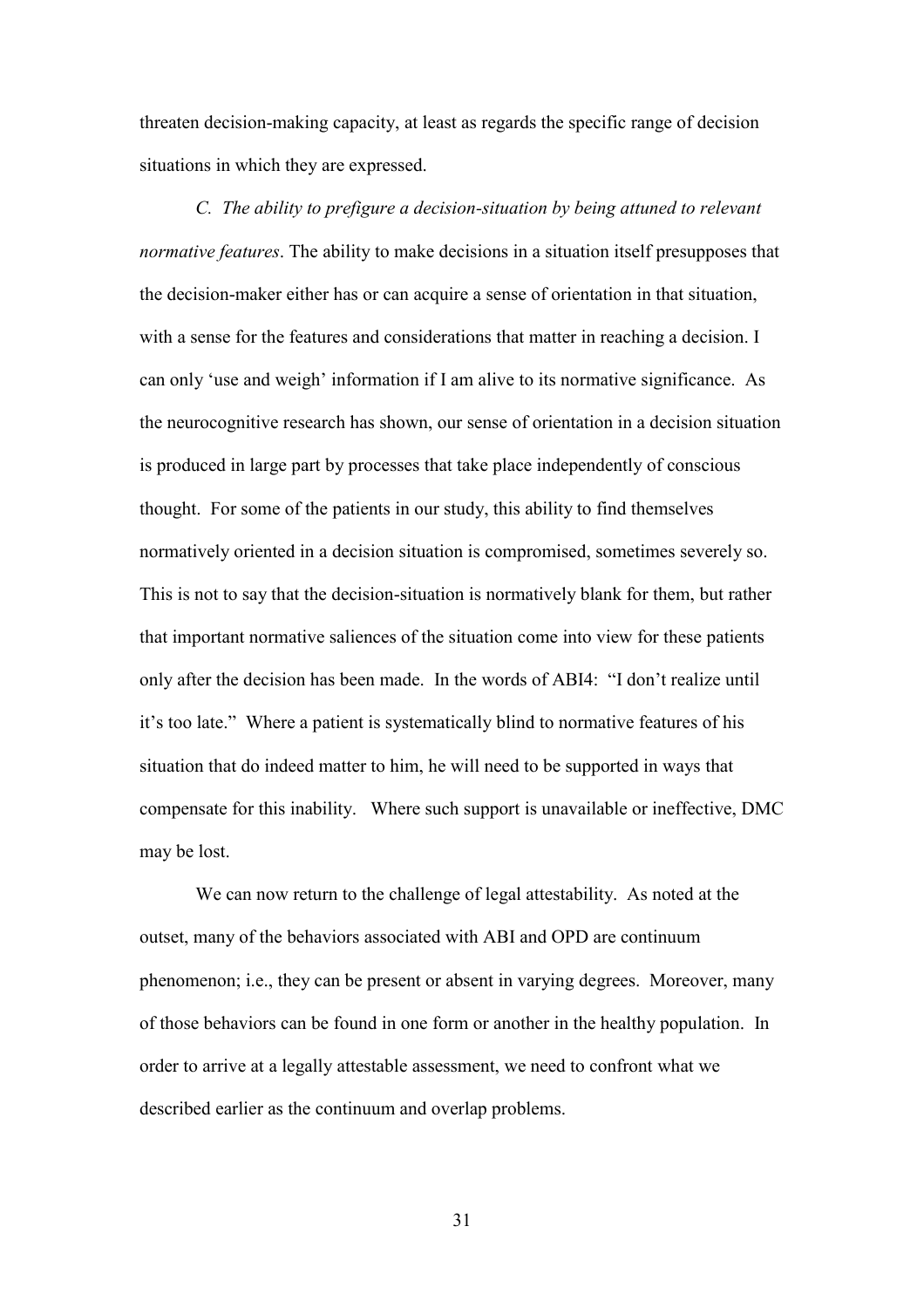threaten decision-making capacity, at least as regards the specific range of decision situations in which they are expressed.

*C. The ability to prefigure a decision-situation by being attuned to relevant normative features*. The ability to make decisions in a situation itself presupposes that the decision-maker either has or can acquire a sense of orientation in that situation, with a sense for the features and considerations that matter in reaching a decision. I can only 'use and weigh' information if I am alive to its normative significance. As the neurocognitive research has shown, our sense of orientation in a decision situation is produced in large part by processes that take place independently of conscious thought. For some of the patients in our study, this ability to find themselves normatively oriented in a decision situation is compromised, sometimes severely so. This is not to say that the decision-situation is normatively blank for them, but rather that important normative saliences of the situation come into view for these patients only after the decision has been made. In the words of ABI4: "I don't realize until it's too late." Where a patient is systematically blind to normative features of his situation that do indeed matter to him, he will need to be supported in ways that compensate for this inability. Where such support is unavailable or ineffective, DMC may be lost.

We can now return to the challenge of legal attestability. As noted at the outset, many of the behaviors associated with ABI and OPD are continuum phenomenon; i.e., they can be present or absent in varying degrees. Moreover, many of those behaviors can be found in one form or another in the healthy population. In order to arrive at a legally attestable assessment, we need to confront what we described earlier as the continuum and overlap problems.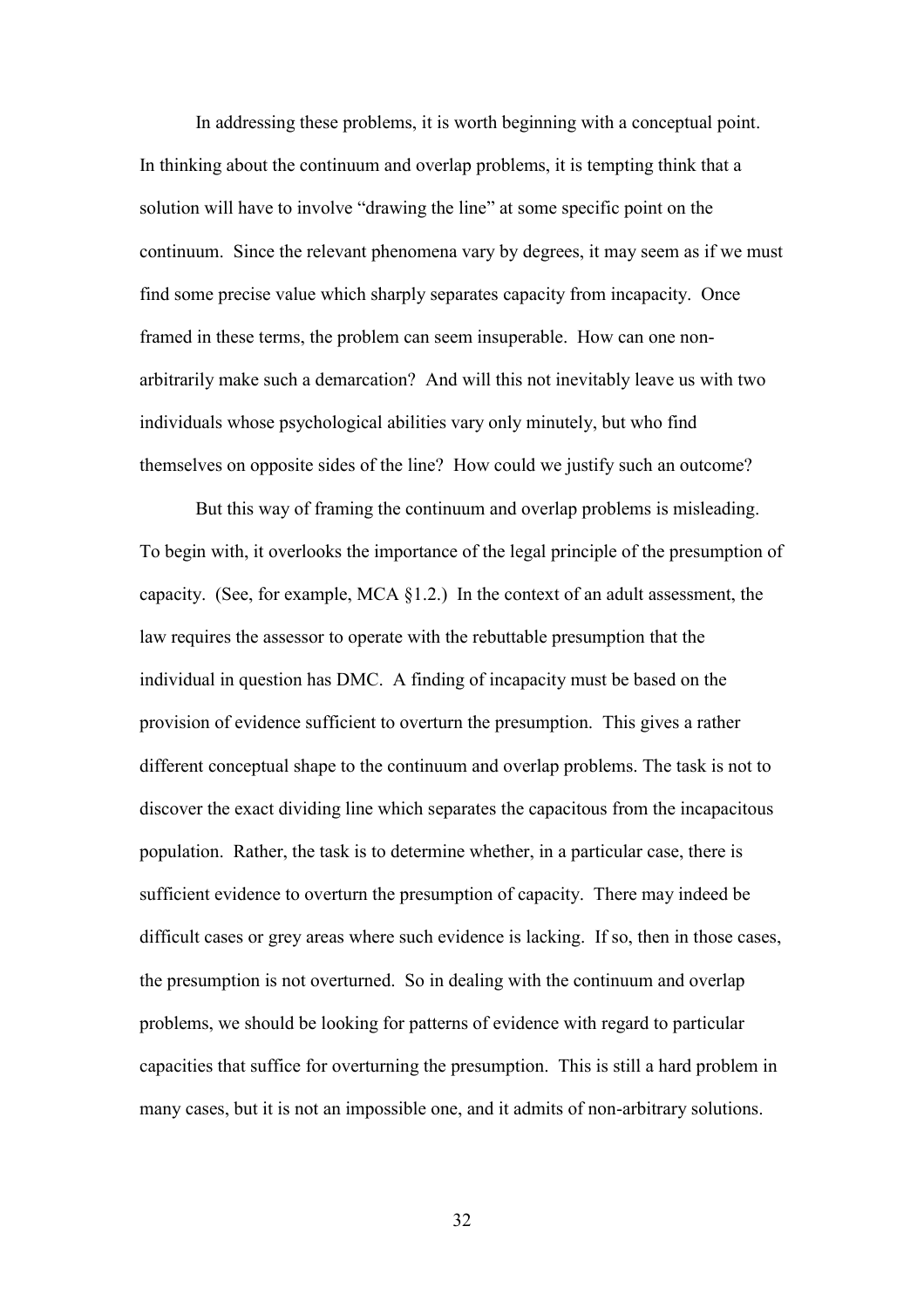In addressing these problems, it is worth beginning with a conceptual point. In thinking about the continuum and overlap problems, it is tempting think that a solution will have to involve "drawing the line" at some specific point on the continuum. Since the relevant phenomena vary by degrees, it may seem as if we must find some precise value which sharply separates capacity from incapacity. Once framed in these terms, the problem can seem insuperable. How can one non-arbitrarily make such a demarcation? And will this not inevitably leave us with two individuals whose psychological abilities vary only minutely, but who find themselves on opposite sides of the line? How could we justify such an outcome?

But this way of framing the continuum and overlap problems is misleading. To begin with, it overlooks the importance of the legal principle of the presumption of capacity. (See, for example, MCA §1.2.) In the context of an adult assessment, the law requires the assessor to operate with the rebuttable presumption that the individual in question has DMC. A finding of incapacity must be based on the provision of evidence sufficient to overturn the presumption. This gives a rather different conceptual shape to the continuum and overlap problems. The task is not to discover the exact dividing line which separates the capacitous from the incapacitous population. Rather, the task is to determine whether, in a particular case, there is sufficient evidence to overturn the presumption of capacity. There may indeed be difficult cases or grey areas where such evidence is lacking. If so, then in those cases, the presumption is not overturned. So in dealing with the continuum and overlap problems, we should be looking for patterns of evidence with regard to particular capacities that suffice for overturning the presumption. This is still a hard problem in many cases, but it is not an impossible one, and it admits of non-arbitrary solutions.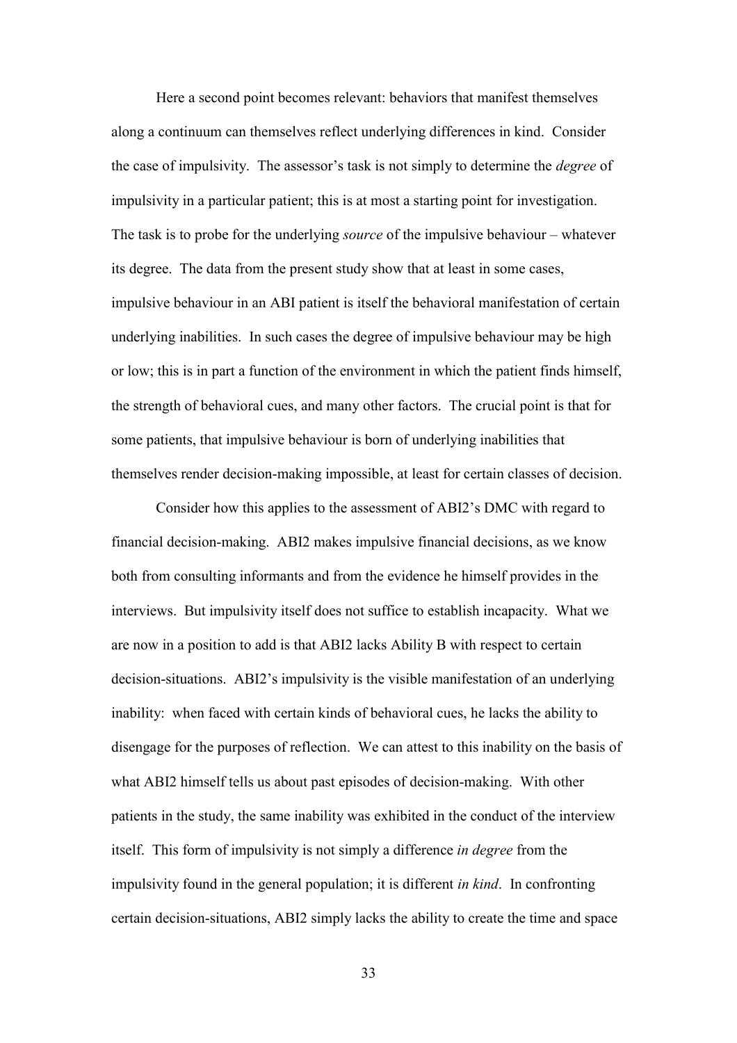Here a second point becomes relevant: behaviors that manifest themselves along a continuum can themselves reflect underlying differences in kind. Consider the case of impulsivity. The assessor's task is not simply to determine the *degree* of impulsivity in a particular patient; this is at most a starting point for investigation. The task is to probe for the underlying *source* of the impulsive behaviour – whatever its degree. The data from the present study show that at least in some cases, impulsive behaviour in an ABI patient is itself the behavioral manifestation of certain underlying inabilities. In such cases the degree of impulsive behaviour may be high or low; this is in part a function of the environment in which the patient finds himself, the strength of behavioral cues, and many other factors. The crucial point is that for some patients, that impulsive behaviour is born of underlying inabilities that themselves render decision-making impossible, at least for certain classes of decision.

Consider how this applies to the assessment of ABI2's DMC with regard to financial decision-making. ABI2 makes impulsive financial decisions, as we know both from consulting informants and from the evidence he himself provides in the interviews. But impulsivity itself does not suffice to establish incapacity. What we are now in a position to add is that ABI2 lacks Ability B with respect to certain decision-situations. ABI2's impulsivity is the visible manifestation of an underlying inability: when faced with certain kinds of behavioral cues, he lacks the ability to disengage for the purposes of reflection. We can attest to this inability on the basis of what ABI2 himself tells us about past episodes of decision-making. With other patients in the study, the same inability was exhibited in the conduct of the interview itself. This form of impulsivity is not simply a difference *in degree* from the impulsivity found in the general population; it is different *in kind*. In confronting certain decision-situations, ABI2 simply lacks the ability to create the time and space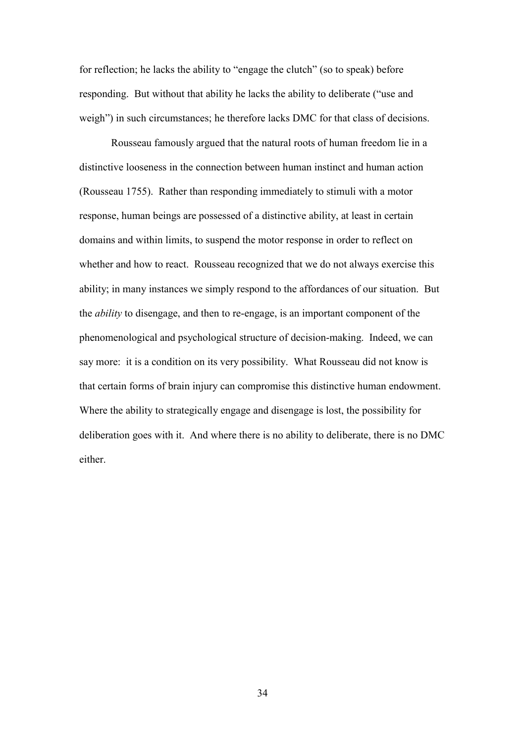for reflection; he lacks the ability to "engage the clutch" (so to speak) before responding. But without that ability he lacks the ability to deliberate ("use and weigh") in such circumstances; he therefore lacks DMC for that class of decisions.

Rousseau famously argued that the natural roots of human freedom lie in a distinctive looseness in the connection between human instinct and human action (Rousseau 1755). Rather than responding immediately to stimuli with a motor response, human beings are possessed of a distinctive ability, at least in certain domains and within limits, to suspend the motor response in order to reflect on whether and how to react. Rousseau recognized that we do not always exercise this ability; in many instances we simply respond to the affordances of our situation. But the *ability* to disengage, and then to re-engage, is an important component of the phenomenological and psychological structure of decision-making. Indeed, we can say more: it is a condition on its very possibility. What Rousseau did not know is that certain forms of brain injury can compromise this distinctive human endowment. Where the ability to strategically engage and disengage is lost, the possibility for deliberation goes with it. And where there is no ability to deliberate, there is no DMC either.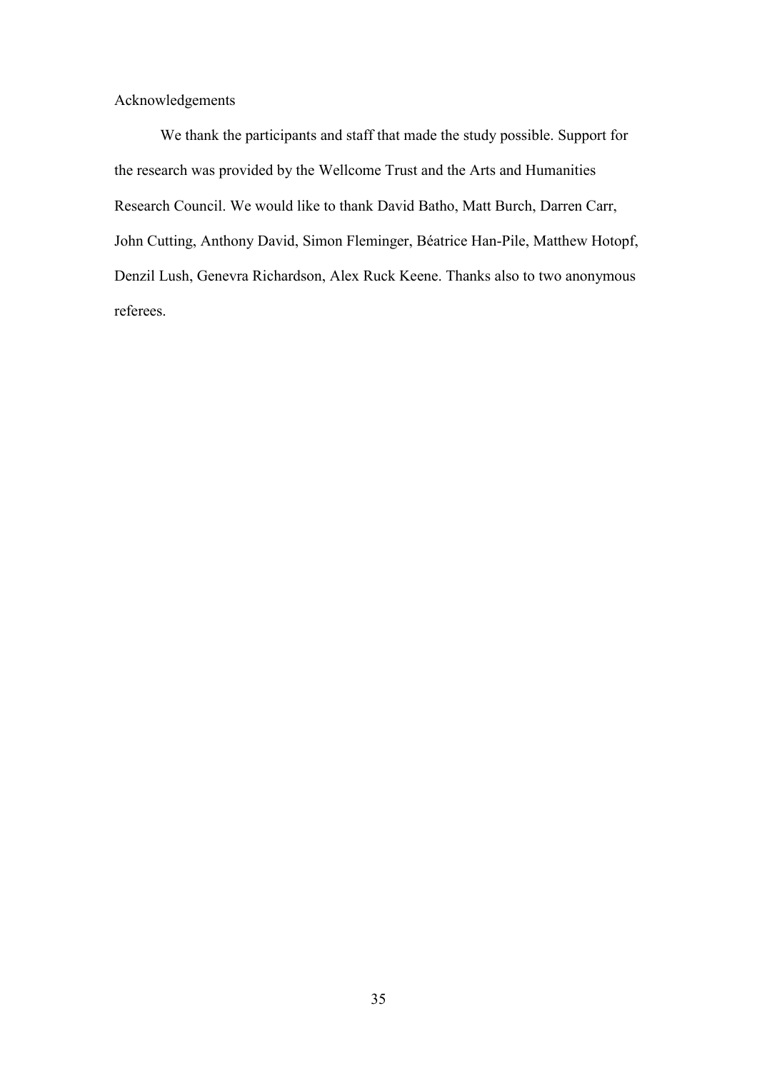## Acknowledgements

We thank the participants and staff that made the study possible. Support for the research was provided by the Wellcome Trust and the Arts and Humanities Research Council. We would like to thank David Batho, Matt Burch, Darren Carr, John Cutting, Anthony David, Simon Fleminger, Béatrice Han-Pile, Matthew Hotopf, Denzil Lush, Genevra Richardson, Alex Ruck Keene. Thanks also to two anonymous referees.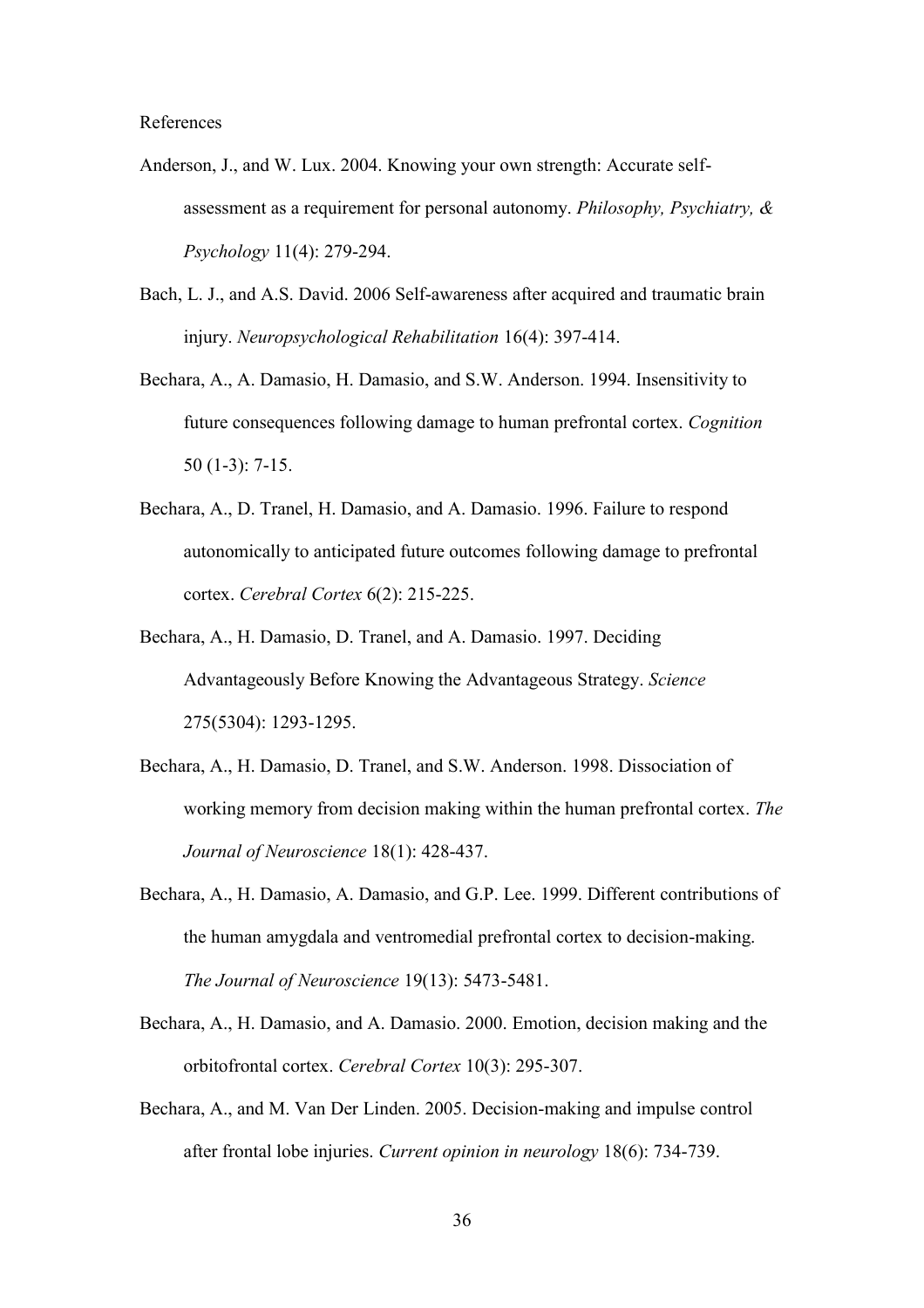References

Anderson, J., and W. Lux. 2004. Knowing your own strength: Accurate self-assessment as a requirement for personal autonomy. *Philosophy, Psychiatry, & Psychology* 11(4): 279-294.

Bach, L. J., and A.S. David. 2006 Self-awareness after acquired and traumatic brain injury. *Neuropsychological Rehabilitation* 16(4): 397-414.

Bechara, A., A. Damasio, H. Damasio, and S.W. Anderson. 1994. Insensitivity to future consequences following damage to human prefrontal cortex. *Cognition* 50 (1-3): 7-15.

Bechara, A., D. Tranel, H. Damasio, and A. Damasio. 1996. Failure to respond autonomically to anticipated future outcomes following damage to prefrontal cortex. *Cerebral Cortex* 6(2): 215-225.

Bechara, A., H. Damasio, D. Tranel, and A. Damasio. 1997. Deciding Advantageously Before Knowing the Advantageous Strategy. *Science* 275(5304): 1293-1295.

Bechara, A., H. Damasio, D. Tranel, and S.W. Anderson. 1998. Dissociation of working memory from decision making within the human prefrontal cortex. *The Journal of Neuroscience* 18(1): 428-437.

Bechara, A., H. Damasio, A. Damasio, and G.P. Lee. 1999. Different contributions of the human amygdala and ventromedial prefrontal cortex to decision-making. *The Journal of Neuroscience* 19(13): 5473-5481.

Bechara, A., H. Damasio, and A. Damasio. 2000. Emotion, decision making and the orbitofrontal cortex. *Cerebral Cortex* 10(3): 295-307.

Bechara, A., and M. Van Der Linden. 2005. Decision-making and impulse control after frontal lobe injuries. *Current opinion in neurology* 18(6): 734-739.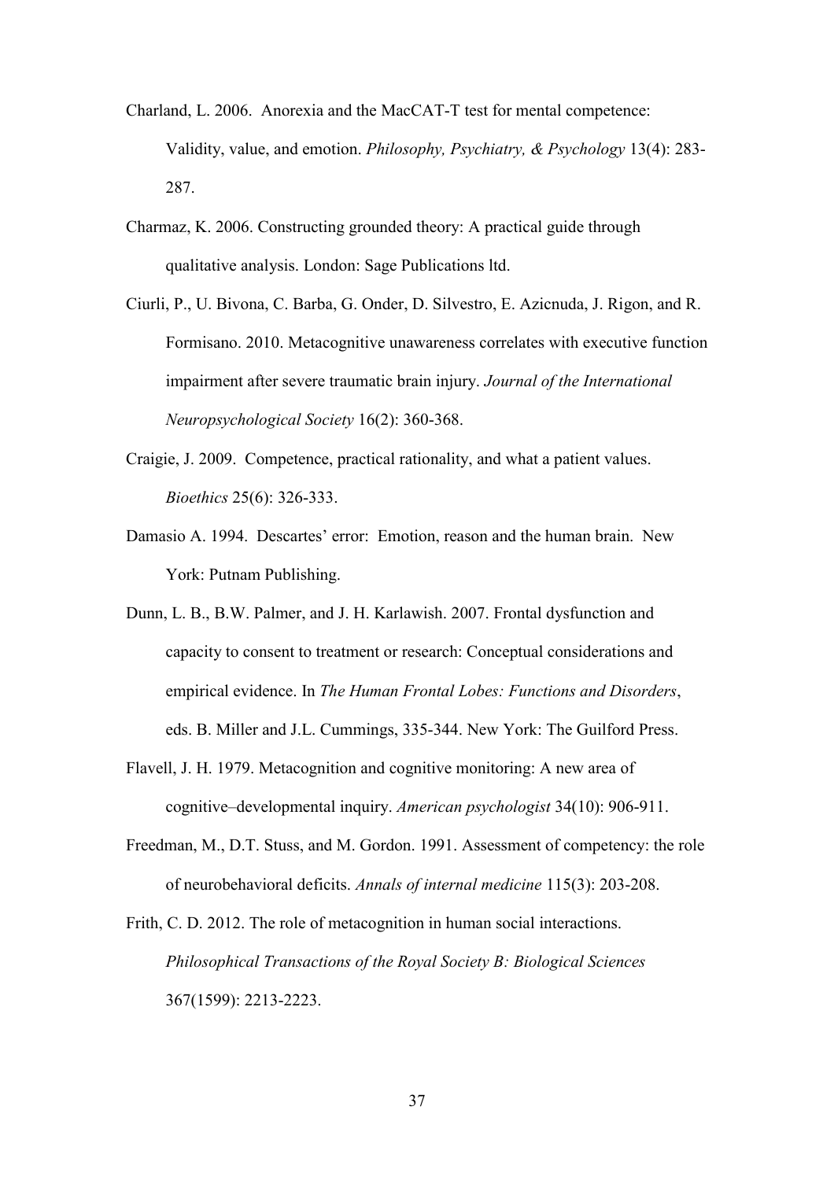Charland, L. 2006. Anorexia and the MacCAT-T test for mental competence: Validity, value, and emotion. *Philosophy, Psychiatry, & Psychology* 13(4): 283-287.

Charmaz, K. 2006. Constructing grounded theory: A practical guide through qualitative analysis. London: Sage Publications ltd.

Ciurli, P., U. Bivona, C. Barba, G. Onder, D. Silvestro, E. Azicnuda, J. Rigon, and R. Formisano. 2010. Metacognitive unawareness correlates with executive function impairment after severe traumatic brain injury. *Journal of the International Neuropsychological Society* 16(2): 360-368.

Craigie, J. 2009. Competence, practical rationality, and what a patient values. *Bioethics* 25(6): 326-333.

Damasio A. 1994. Descartes' error: Emotion, reason and the human brain. New York: Putnam Publishing.

Dunn, L. B., B.W. Palmer, and J. H. Karlawish. 2007. Frontal dysfunction and capacity to consent to treatment or research: Conceptual considerations and empirical evidence. In *The Human Frontal Lobes: Functions and Disorders*, eds. B. Miller and J.L. Cummings, 335-344. New York: The Guilford Press.

Flavell, J. H. 1979. Metacognition and cognitive monitoring: A new area of cognitive–developmental inquiry. *American psychologist* 34(10): 906-911.

Freedman, M., D.T. Stuss, and M. Gordon. 1991. Assessment of competency: the role of neurobehavioral deficits. *Annals of internal medicine* 115(3): 203-208.

Frith, C. D. 2012. The role of metacognition in human social interactions. *Philosophical Transactions of the Royal Society B: Biological Sciences* 367(1599): 2213-2223.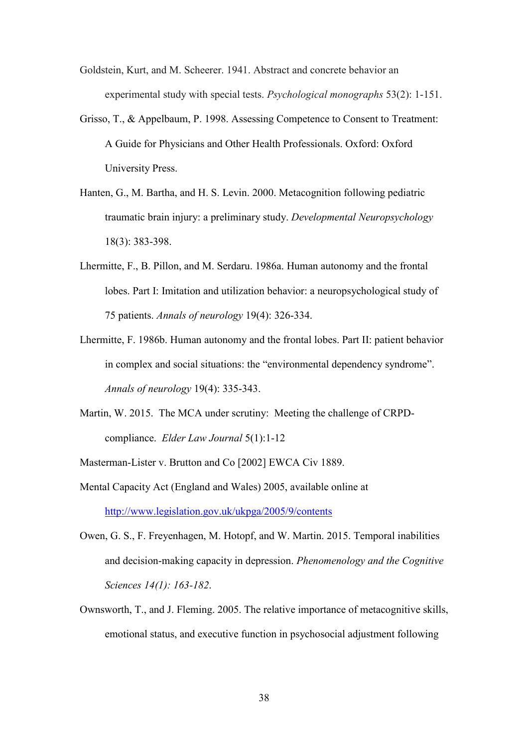Goldstein, Kurt, and M. Scheerer. 1941. Abstract and concrete behavior an experimental study with special tests. *Psychological monographs* 53(2): 1-151.

Grisso, T., & Appelbaum, P. 1998. Assessing Competence to Consent to Treatment: A Guide for Physicians and Other Health Professionals. Oxford: Oxford University Press.

Hanten, G., M. Bartha, and H. S. Levin. 2000. Metacognition following pediatric traumatic brain injury: a preliminary study. *Developmental Neuropsychology* 18(3): 383-398.

Lhermitte, F., B. Pillon, and M. Serdaru. 1986a. Human autonomy and the frontal lobes. Part I: Imitation and utilization behavior: a neuropsychological study of 75 patients. *Annals of neurology* 19(4): 326-334.

Lhermitte, F. 1986b. Human autonomy and the frontal lobes. Part II: patient behavior in complex and social situations: the "environmental dependency syndrome". *Annals of neurology* 19(4): 335-343.

Martin, W. 2015. The MCA under scrutiny: Meeting the challenge of CRPD-compliance. *Elder Law Journal* 5(1):1-12

Masterman-Lister v. Brutton and Co [2002] EWCA Civ 1889.

Mental Capacity Act (England and Wales) 2005, available online at http://www.legislation.gov.uk/ukpga/2005/9/contents

Owen, G. S., F. Freyenhagen, M. Hotopf, and W. Martin. 2015. Temporal inabilities and decision-making capacity in depression. *Phenomenology and the Cognitive Sciences 14(1): 163-182*.

Ownsworth, T., and J. Fleming. 2005. The relative importance of metacognitive skills, emotional status, and executive function in psychosocial adjustment following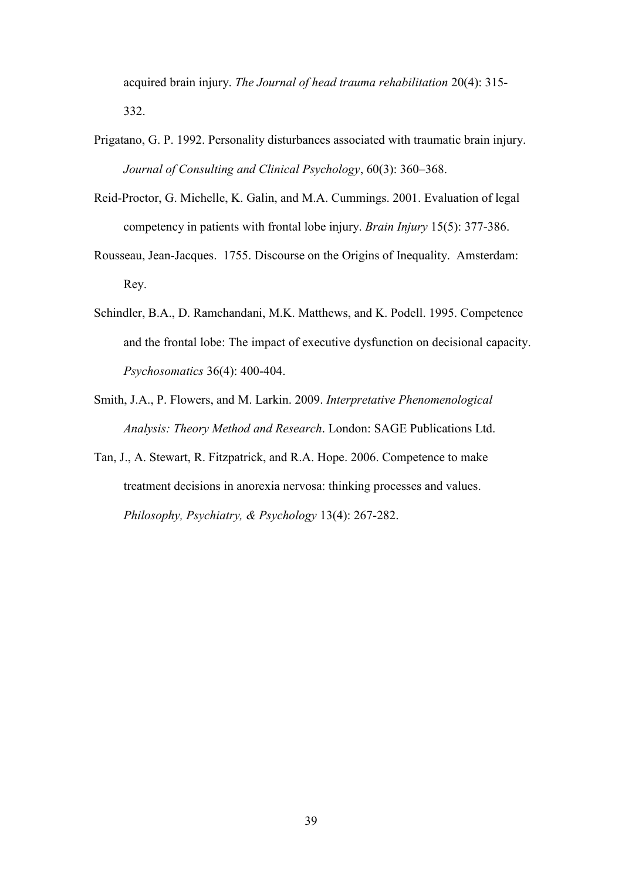acquired brain injury. *The Journal of head trauma rehabilitation* 20(4): 315-332.

Prigatano, G. P. 1992. Personality disturbances associated with traumatic brain injury. *Journal of Consulting and Clinical Psychology*, 60(3): 360–368.

Reid-Proctor, G. Michelle, K. Galin, and M.A. Cummings. 2001. Evaluation of legal competency in patients with frontal lobe injury. *Brain Injury* 15(5): 377-386.

Rousseau, Jean-Jacques. 1755. Discourse on the Origins of Inequality. Amsterdam: Rey.

Schindler, B.A., D. Ramchandani, M.K. Matthews, and K. Podell. 1995. Competence and the frontal lobe: The impact of executive dysfunction on decisional capacity. *Psychosomatics* 36(4): 400-404.

Smith, J.A., P. Flowers, and M. Larkin. 2009. *Interpretative Phenomenological Analysis: Theory Method and Research*. London: SAGE Publications Ltd.

Tan, J., A. Stewart, R. Fitzpatrick, and R.A. Hope. 2006. Competence to make treatment decisions in anorexia nervosa: thinking processes and values. *Philosophy, Psychiatry, & Psychology* 13(4): 267-282.